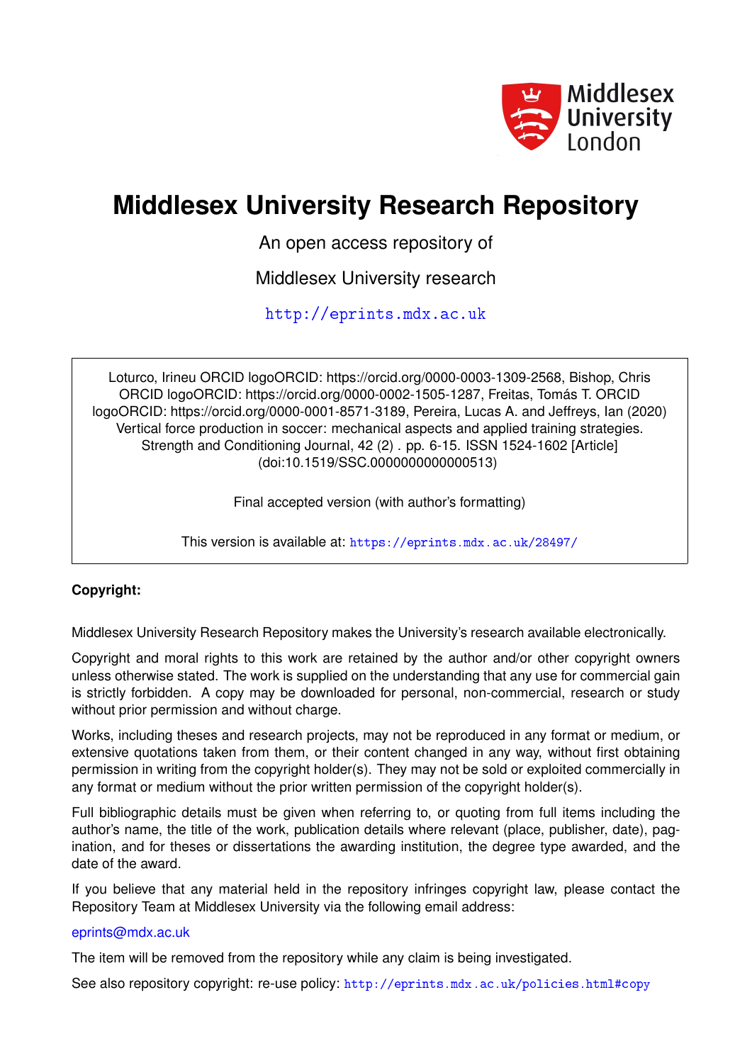# Middlesex University Research Repository

An open access repository of

Middlesex University research

http://eprints.mdx.ac.uk

Loturco, Irineu ORCID logoORCID: https://orcid.org/0000-0003-1309-2568, Bishop, Chris ORCID logoORCID: https://orcid.org/0000-0002-1505-1287, Freitas, Tomás T. ORCID logoORCID: https://orcid.org/0000-0001-8571-3189, Pereira, Lucas A. and Jeffreys, Ian (2020) Vertical force production in soccer: mechanical aspects and applied training strategies. Strength and Conditioning Journal, 42 (2) . pp. 6-15. ISSN 1524-1602 [Article] (doi:10.1519/SSC.0000000000000513)

Final accepted version (with author's formatting)

This version is available at: https://eprints.mdx.ac.uk/28497/

**Copyright:**

Middlesex University Research Repository makes the University's research available electronically.

Copyright and moral rights to this work are retained by the author and/or other copyright owners unless otherwise stated. The work is supplied on the understanding that any use for commercial gain is strictly forbidden. A copy may be downloaded for personal, non-commercial, research or study without prior permission and without charge.

Works, including theses and research projects, may not be reproduced in any format or medium, or extensive quotations taken from them, or their content changed in any way, without first obtaining permission in writing from the copyright holder(s). They may not be sold or exploited commercially in any format or medium without the prior written permission of the copyright holder(s).

Full bibliographic details must be given when referring to, or quoting from full items including the author's name, the title of the work, publication details where relevant (place, publisher, date), pagination, and for theses or dissertations the awarding institution, the degree type awarded, and the date of the award.

If you believe that any material held in the repository infringes copyright law, please contact the Repository Team at Middlesex University via the following email address:

eprints@mdx.ac.uk

The item will be removed from the repository while any claim is being investigated.

See also repository copyright: re-use policy: http://eprints.mdx.ac.uk/policies.html#copy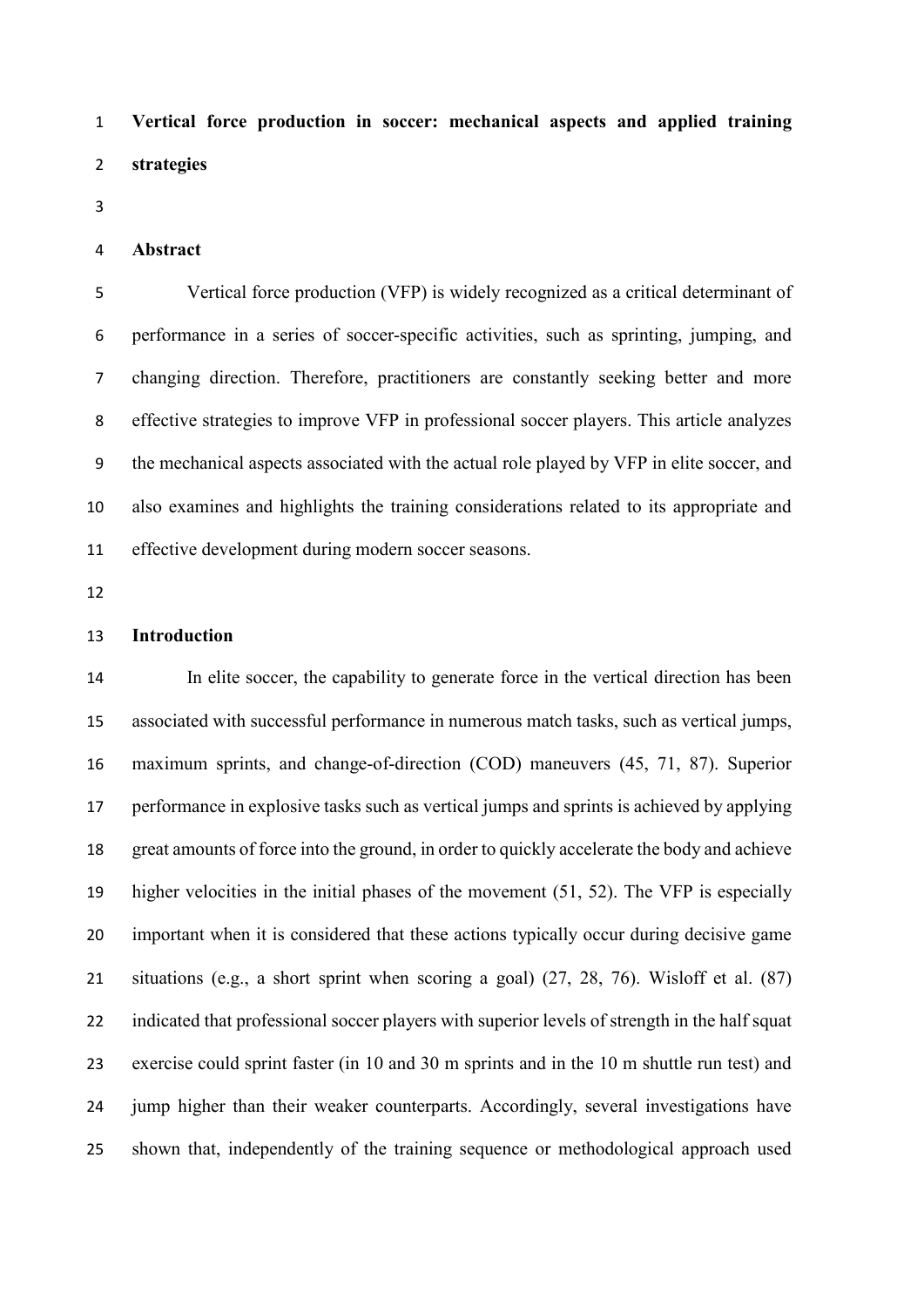# Vertical force production in soccer: mechanical aspects and applied training strategies

## Abstract

Vertical force production (VFP) is widely recognized as a critical determinant of performance in a series of soccer-specific activities, such as sprinting, jumping, and changing direction. Therefore, practitioners are constantly seeking better and more effective strategies to improve VFP in professional soccer players. This article analyzes the mechanical aspects associated with the actual role played by VFP in elite soccer, and also examines and highlights the training considerations related to its appropriate and effective development during modern soccer seasons.

## Introduction

In elite soccer, the capability to generate force in the vertical direction has been associated with successful performance in numerous match tasks, such as vertical jumps, maximum sprints, and change-of-direction (COD) maneuvers (45, 71, 87). Superior performance in explosive tasks such as vertical jumps and sprints is achieved by applying great amounts of force into the ground, in order to quickly accelerate the body and achieve higher velocities in the initial phases of the movement (51, 52). The VFP is especially important when it is considered that these actions typically occur during decisive game situations (e.g., a short sprint when scoring a goal) (27, 28, 76). Wisloff et al. (87) indicated that professional soccer players with superior levels of strength in the half squat exercise could sprint faster (in 10 and 30 m sprints and in the 10 m shuttle run test) and jump higher than their weaker counterparts. Accordingly, several investigations have shown that, independently of the training sequence or methodological approach used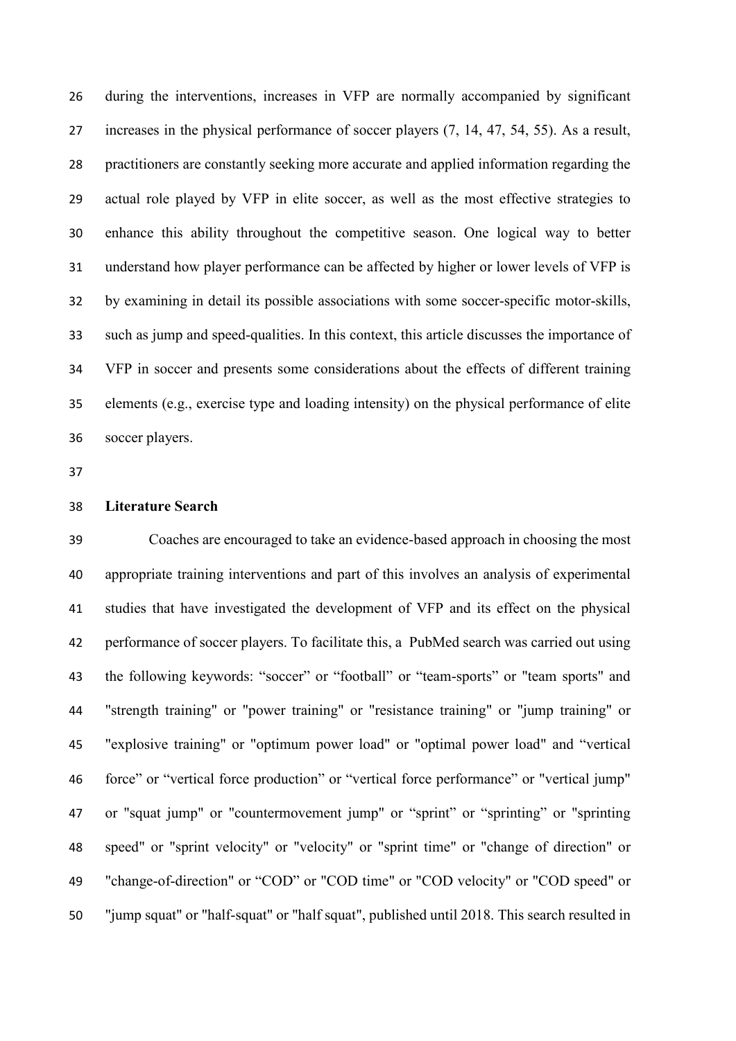during the interventions, increases in VFP are normally accompanied by significant increases in the physical performance of soccer players (7, 14, 47, 54, 55). As a result, practitioners are constantly seeking more accurate and applied information regarding the actual role played by VFP in elite soccer, as well as the most effective strategies to enhance this ability throughout the competitive season. One logical way to better understand how player performance can be affected by higher or lower levels of VFP is by examining in detail its possible associations with some soccer-specific motor-skills, such as jump and speed-qualities. In this context, this article discusses the importance of VFP in soccer and presents some considerations about the effects of different training elements (e.g., exercise type and loading intensity) on the physical performance of elite soccer players.

## Literature Search

Coaches are encouraged to take an evidence-based approach in choosing the most appropriate training interventions and part of this involves an analysis of experimental studies that have investigated the development of VFP and its effect on the physical performance of soccer players. To facilitate this, a PubMed search was carried out using the following keywords: "soccer" or "football" or "team-sports" or "team sports" and "strength training" or "power training" or "resistance training" or "jump training" or "explosive training" or "optimum power load" or "optimal power load" and "vertical force" or "vertical force production" or "vertical force performance" or "vertical jump" or "squat jump" or "countermovement jump" or "sprint" or "sprinting" or "sprinting speed" or "sprint velocity" or "velocity" or "sprint time" or "change of direction" or "change-of-direction" or "COD" or "COD time" or "COD velocity" or "COD speed" or "jump squat" or "half-squat" or "half squat", published until 2018. This search resulted in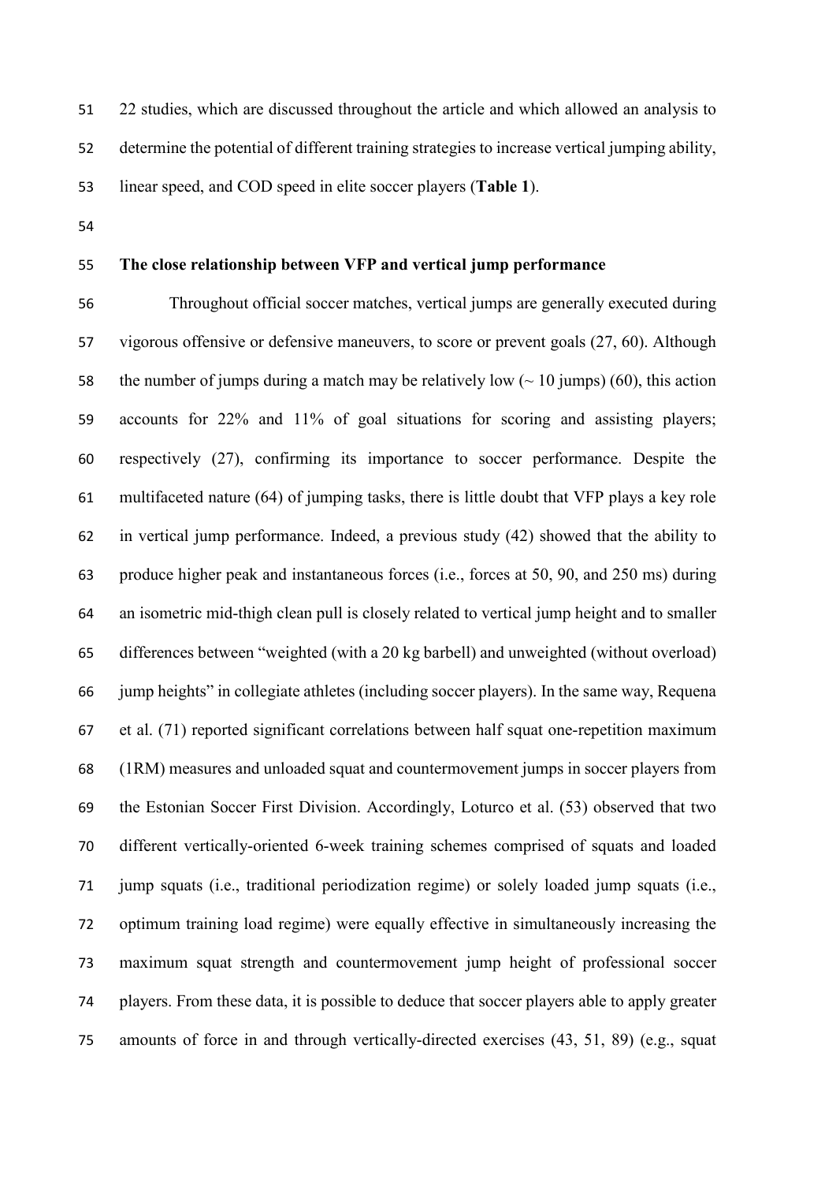22 studies, which are discussed throughout the article and which allowed an analysis to determine the potential of different training strategies to increase vertical jumping ability, linear speed, and COD speed in elite soccer players (**Table 1**).

## The close relationship between VFP and vertical jump performance

Throughout official soccer matches, vertical jumps are generally executed during vigorous offensive or defensive maneuvers, to score or prevent goals (27, 60). Although the number of jumps during a match may be relatively low (~ 10 jumps) (60), this action accounts for 22% and 11% of goal situations for scoring and assisting players; respectively (27), confirming its importance to soccer performance. Despite the multifaceted nature (64) of jumping tasks, there is little doubt that VFP plays a key role in vertical jump performance. Indeed, a previous study (42) showed that the ability to produce higher peak and instantaneous forces (i.e., forces at 50, 90, and 250 ms) during an isometric mid-thigh clean pull is closely related to vertical jump height and to smaller differences between "weighted (with a 20 kg barbell) and unweighted (without overload) jump heights" in collegiate athletes (including soccer players). In the same way, Requena et al. (71) reported significant correlations between half squat one-repetition maximum (1RM) measures and unloaded squat and countermovement jumps in soccer players from the Estonian Soccer First Division. Accordingly, Loturco et al. (53) observed that two different vertically-oriented 6-week training schemes comprised of squats and loaded jump squats (i.e., traditional periodization regime) or solely loaded jump squats (i.e., optimum training load regime) were equally effective in simultaneously increasing the maximum squat strength and countermovement jump height of professional soccer players. From these data, it is possible to deduce that soccer players able to apply greater amounts of force in and through vertically-directed exercises (43, 51, 89) (e.g., squat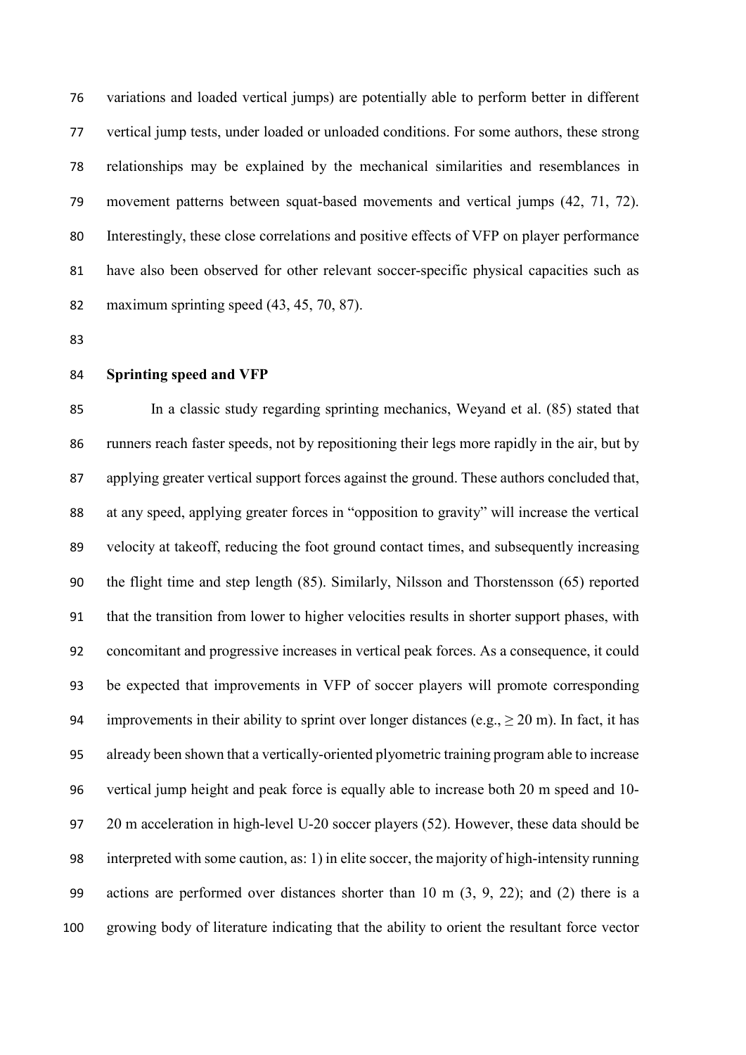variations and loaded vertical jumps) are potentially able to perform better in different vertical jump tests, under loaded or unloaded conditions. For some authors, these strong relationships may be explained by the mechanical similarities and resemblances in movement patterns between squat-based movements and vertical jumps (42, 71, 72). Interestingly, these close correlations and positive effects of VFP on player performance have also been observed for other relevant soccer-specific physical capacities such as maximum sprinting speed (43, 45, 70, 87).

## Sprinting speed and VFP

In a classic study regarding sprinting mechanics, Weyand et al. (85) stated that runners reach faster speeds, not by repositioning their legs more rapidly in the air, but by applying greater vertical support forces against the ground. These authors concluded that, at any speed, applying greater forces in "opposition to gravity" will increase the vertical velocity at takeoff, reducing the foot ground contact times, and subsequently increasing the flight time and step length (85). Similarly, Nilsson and Thorstensson (65) reported that the transition from lower to higher velocities results in shorter support phases, with concomitant and progressive increases in vertical peak forces. As a consequence, it could be expected that improvements in VFP of soccer players will promote corresponding improvements in their ability to sprint over longer distances (e.g., $\geq 20$ m). In fact, it has already been shown that a vertically-oriented plyometric training program able to increase vertical jump height and peak force is equally able to increase both 20 m speed and 10-20 m acceleration in high-level U-20 soccer players (52). However, these data should be interpreted with some caution, as: 1) in elite soccer, the majority of high-intensity running actions are performed over distances shorter than 10 m (3, 9, 22); and (2) there is a growing body of literature indicating that the ability to orient the resultant force vector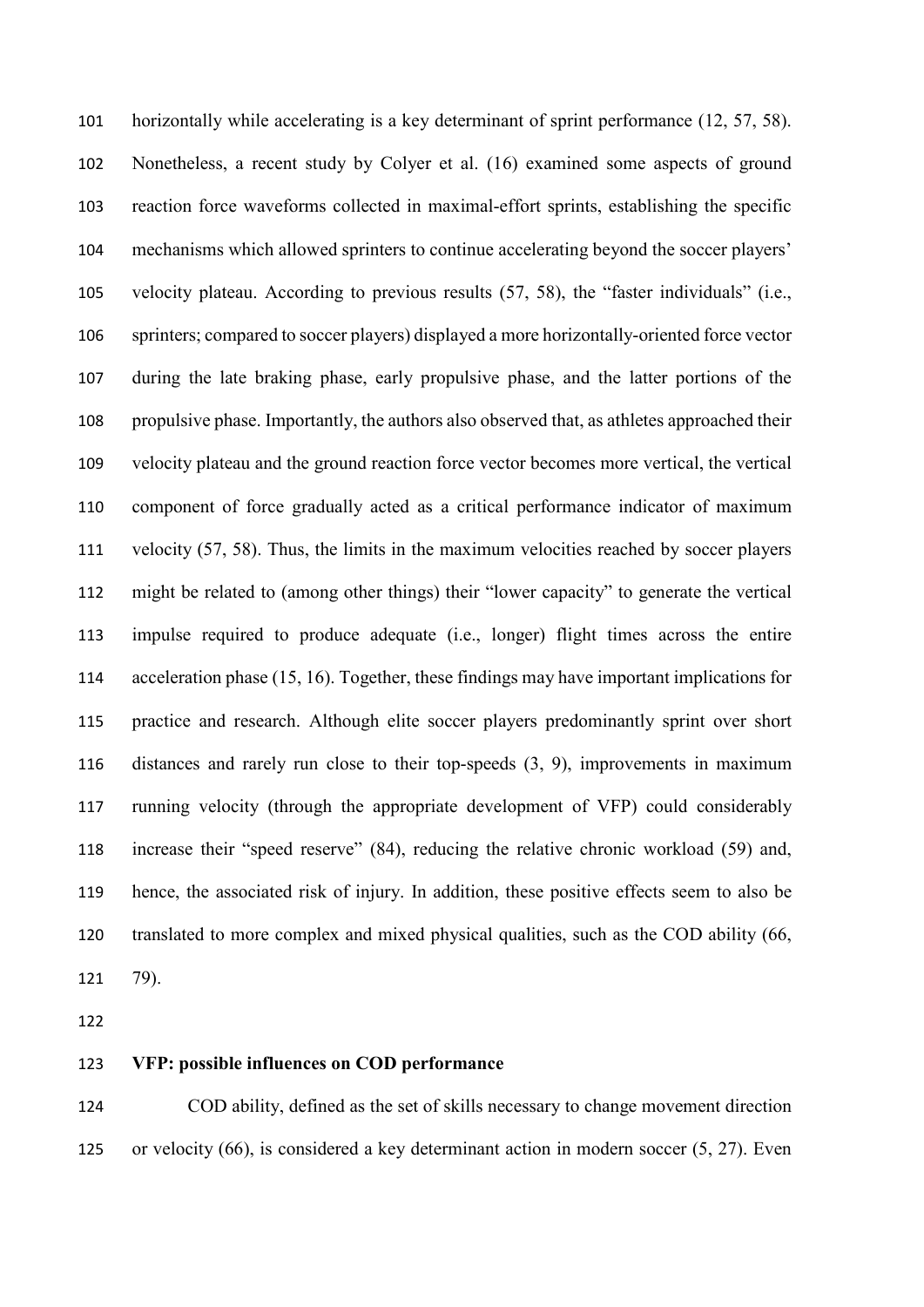horizontally while accelerating is a key determinant of sprint performance (12, 57, 58). Nonetheless, a recent study by Colyer et al. (16) examined some aspects of ground reaction force waveforms collected in maximal-effort sprints, establishing the specific mechanisms which allowed sprinters to continue accelerating beyond the soccer players' velocity plateau. According to previous results (57, 58), the "faster individuals" (i.e., sprinters; compared to soccer players) displayed a more horizontally-oriented force vector during the late braking phase, early propulsive phase, and the latter portions of the propulsive phase. Importantly, the authors also observed that, as athletes approached their velocity plateau and the ground reaction force vector becomes more vertical, the vertical component of force gradually acted as a critical performance indicator of maximum velocity (57, 58). Thus, the limits in the maximum velocities reached by soccer players might be related to (among other things) their "lower capacity" to generate the vertical impulse required to produce adequate (i.e., longer) flight times across the entire acceleration phase (15, 16). Together, these findings may have important implications for practice and research. Although elite soccer players predominantly sprint over short distances and rarely run close to their top-speeds (3, 9), improvements in maximum running velocity (through the appropriate development of VFP) could considerably increase their "speed reserve" (84), reducing the relative chronic workload (59) and, hence, the associated risk of injury. In addition, these positive effects seem to also be translated to more complex and mixed physical qualities, such as the COD ability (66, 79).

### VFP: possible influences on COD performance

COD ability, defined as the set of skills necessary to change movement direction or velocity (66), is considered a key determinant action in modern soccer (5, 27). Even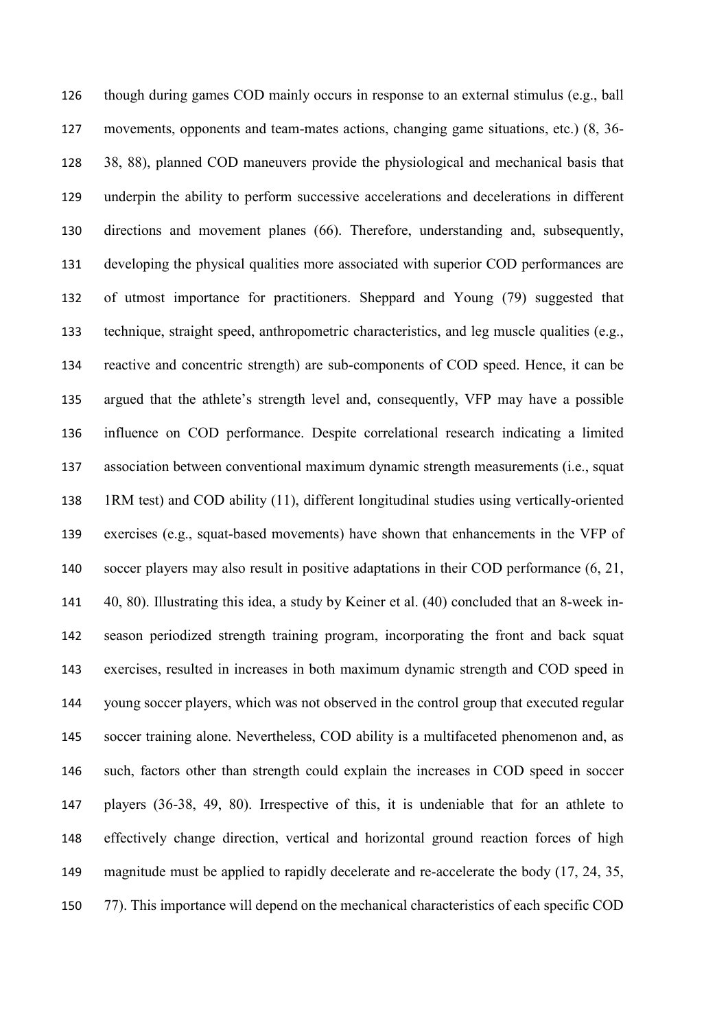though during games COD mainly occurs in response to an external stimulus (e.g., ball movements, opponents and team-mates actions, changing game situations, etc.) (8, 36-38, 88), planned COD maneuvers provide the physiological and mechanical basis that underpin the ability to perform successive accelerations and decelerations in different directions and movement planes (66). Therefore, understanding and, subsequently, developing the physical qualities more associated with superior COD performances are of utmost importance for practitioners. Sheppard and Young (79) suggested that technique, straight speed, anthropometric characteristics, and leg muscle qualities (e.g., reactive and concentric strength) are sub-components of COD speed. Hence, it can be argued that the athlete's strength level and, consequently, VFP may have a possible influence on COD performance. Despite correlational research indicating a limited association between conventional maximum dynamic strength measurements (i.e., squat 1RM test) and COD ability (11), different longitudinal studies using vertically-oriented exercises (e.g., squat-based movements) have shown that enhancements in the VFP of soccer players may also result in positive adaptations in their COD performance (6, 21, 40, 80). Illustrating this idea, a study by Keiner et al. (40) concluded that an 8-week in-season periodized strength training program, incorporating the front and back squat exercises, resulted in increases in both maximum dynamic strength and COD speed in young soccer players, which was not observed in the control group that executed regular soccer training alone. Nevertheless, COD ability is a multifaceted phenomenon and, as such, factors other than strength could explain the increases in COD speed in soccer players (36-38, 49, 80). Irrespective of this, it is undeniable that for an athlete to effectively change direction, vertical and horizontal ground reaction forces of high magnitude must be applied to rapidly decelerate and re-accelerate the body (17, 24, 35, 77). This importance will depend on the mechanical characteristics of each specific COD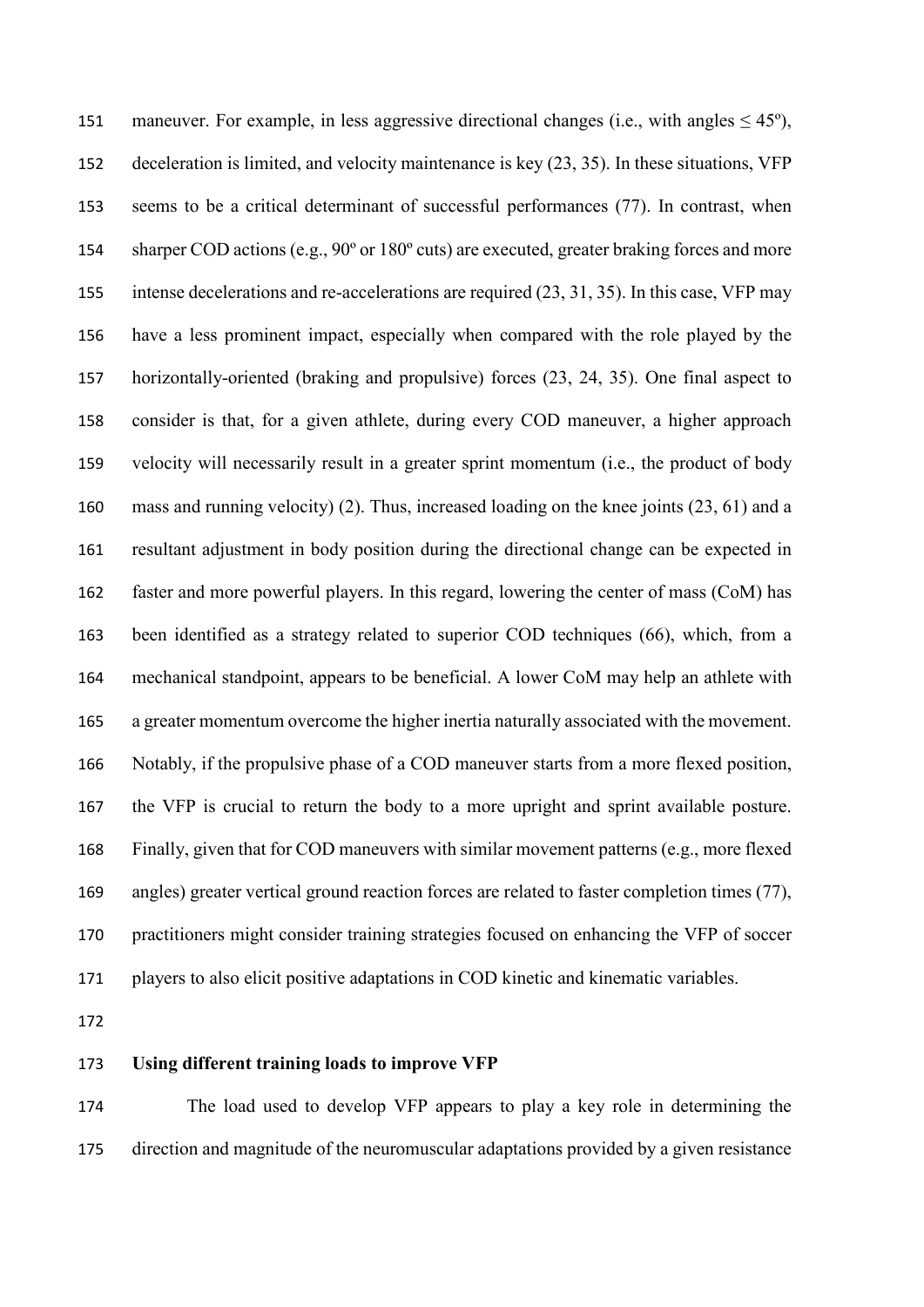maneuver. For example, in less aggressive directional changes (i.e., with angles ≤ 45º), deceleration is limited, and velocity maintenance is key (23, 35). In these situations, VFP seems to be a critical determinant of successful performances (77). In contrast, when sharper COD actions (e.g., 90º or 180º cuts) are executed, greater braking forces and more intense decelerations and re-accelerations are required (23, 31, 35). In this case, VFP may have a less prominent impact, especially when compared with the role played by the horizontally-oriented (braking and propulsive) forces (23, 24, 35). One final aspect to consider is that, for a given athlete, during every COD maneuver, a higher approach velocity will necessarily result in a greater sprint momentum (i.e., the product of body mass and running velocity) (2). Thus, increased loading on the knee joints (23, 61) and a resultant adjustment in body position during the directional change can be expected in faster and more powerful players. In this regard, lowering the center of mass (CoM) has been identified as a strategy related to superior COD techniques (66), which, from a mechanical standpoint, appears to be beneficial. A lower CoM may help an athlete with a greater momentum overcome the higher inertia naturally associated with the movement. Notably, if the propulsive phase of a COD maneuver starts from a more flexed position, the VFP is crucial to return the body to a more upright and sprint available posture. Finally, given that for COD maneuvers with similar movement patterns (e.g., more flexed angles) greater vertical ground reaction forces are related to faster completion times (77), practitioners might consider training strategies focused on enhancing the VFP of soccer players to also elicit positive adaptations in COD kinetic and kinematic variables.

**Using different training loads to improve VFP**

The load used to develop VFP appears to play a key role in determining the direction and magnitude of the neuromuscular adaptations provided by a given resistance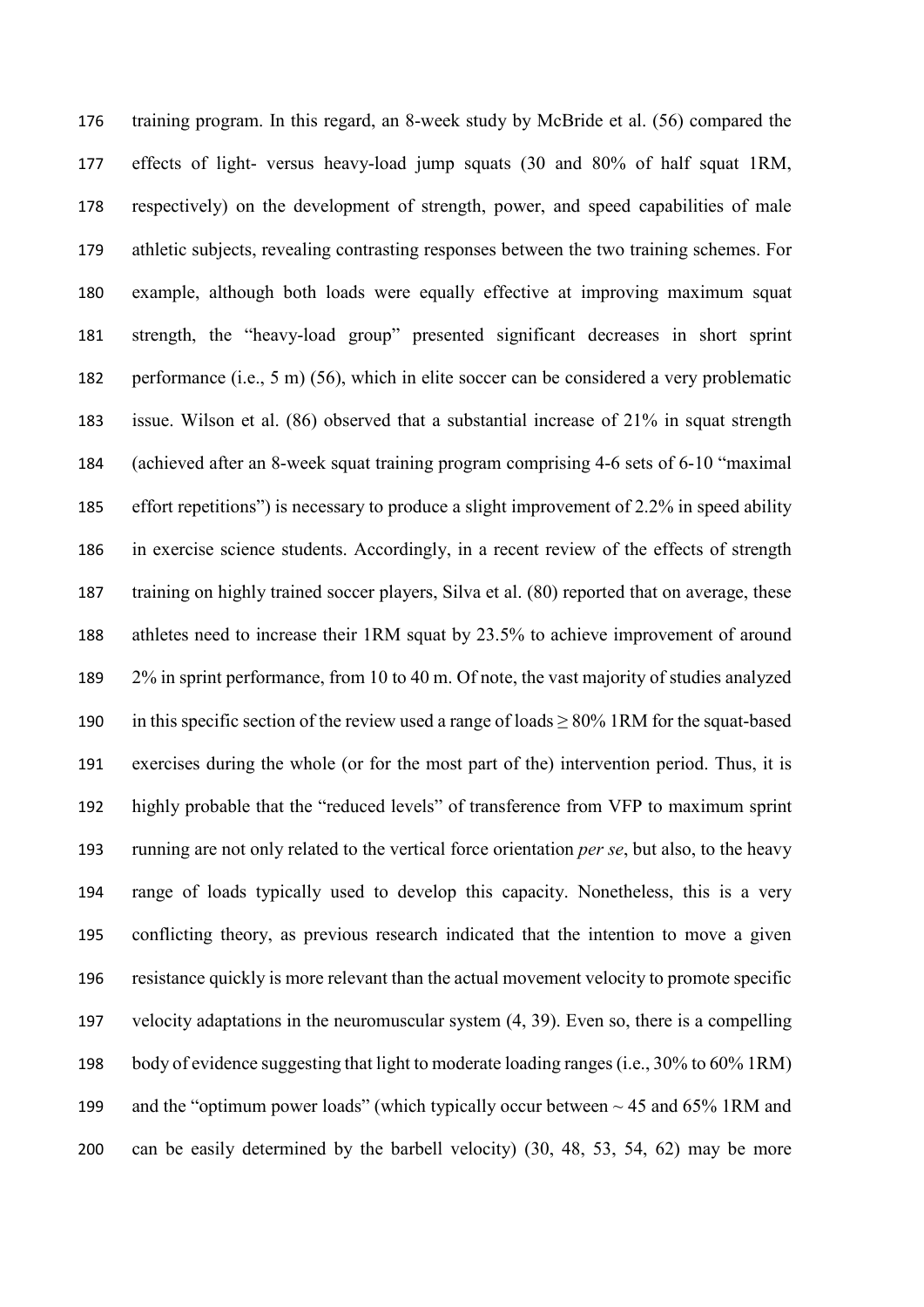training program. In this regard, an 8-week study by McBride et al. (56) compared the effects of light- versus heavy-load jump squats (30 and 80% of half squat 1RM, respectively) on the development of strength, power, and speed capabilities of male athletic subjects, revealing contrasting responses between the two training schemes. For example, although both loads were equally effective at improving maximum squat strength, the "heavy-load group" presented significant decreases in short sprint performance (i.e., 5 m) (56), which in elite soccer can be considered a very problematic issue. Wilson et al. (86) observed that a substantial increase of 21% in squat strength (achieved after an 8-week squat training program comprising 4-6 sets of 6-10 "maximal effort repetitions") is necessary to produce a slight improvement of 2.2% in speed ability in exercise science students. Accordingly, in a recent review of the effects of strength training on highly trained soccer players, Silva et al. (80) reported that on average, these athletes need to increase their 1RM squat by 23.5% to achieve improvement of around 2% in sprint performance, from 10 to 40 m. Of note, the vast majority of studies analyzed in this specific section of the review used a range of loads ≥ 80% 1RM for the squat-based exercises during the whole (or for the most part of the) intervention period. Thus, it is highly probable that the "reduced levels" of transference from VFP to maximum sprint running are not only related to the vertical force orientation *per se*, but also, to the heavy range of loads typically used to develop this capacity. Nonetheless, this is a very conflicting theory, as previous research indicated that the intention to move a given resistance quickly is more relevant than the actual movement velocity to promote specific velocity adaptations in the neuromuscular system (4, 39). Even so, there is a compelling body of evidence suggesting that light to moderate loading ranges (i.e., 30% to 60% 1RM) and the "optimum power loads" (which typically occur between ~ 45 and 65% 1RM and can be easily determined by the barbell velocity) (30, 48, 53, 54, 62) may be more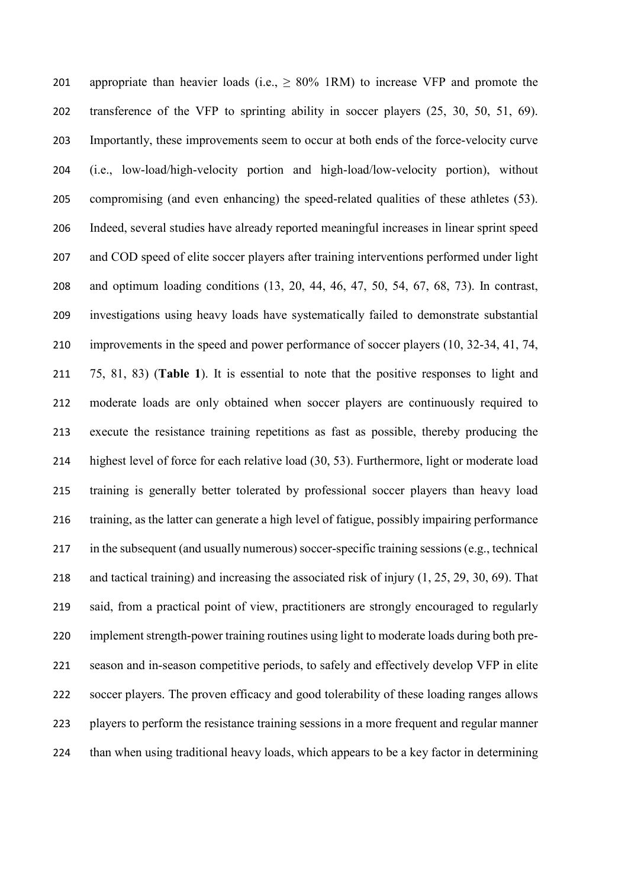appropriate than heavier loads (i.e., ≥ 80% 1RM) to increase VFP and promote the transference of the VFP to sprinting ability in soccer players (25, 30, 50, 51, 69). Importantly, these improvements seem to occur at both ends of the force-velocity curve (i.e., low-load/high-velocity portion and high-load/low-velocity portion), without compromising (and even enhancing) the speed-related qualities of these athletes (53). Indeed, several studies have already reported meaningful increases in linear sprint speed and COD speed of elite soccer players after training interventions performed under light and optimum loading conditions (13, 20, 44, 46, 47, 50, 54, 67, 68, 73). In contrast, investigations using heavy loads have systematically failed to demonstrate substantial improvements in the speed and power performance of soccer players (10, 32-34, 41, 74, 75, 81, 83) (**Table 1**). It is essential to note that the positive responses to light and moderate loads are only obtained when soccer players are continuously required to execute the resistance training repetitions as fast as possible, thereby producing the highest level of force for each relative load (30, 53). Furthermore, light or moderate load training is generally better tolerated by professional soccer players than heavy load training, as the latter can generate a high level of fatigue, possibly impairing performance in the subsequent (and usually numerous) soccer-specific training sessions (e.g., technical and tactical training) and increasing the associated risk of injury (1, 25, 29, 30, 69). That said, from a practical point of view, practitioners are strongly encouraged to regularly implement strength-power training routines using light to moderate loads during both pre-season and in-season competitive periods, to safely and effectively develop VFP in elite soccer players. The proven efficacy and good tolerability of these loading ranges allows players to perform the resistance training sessions in a more frequent and regular manner than when using traditional heavy loads, which appears to be a key factor in determining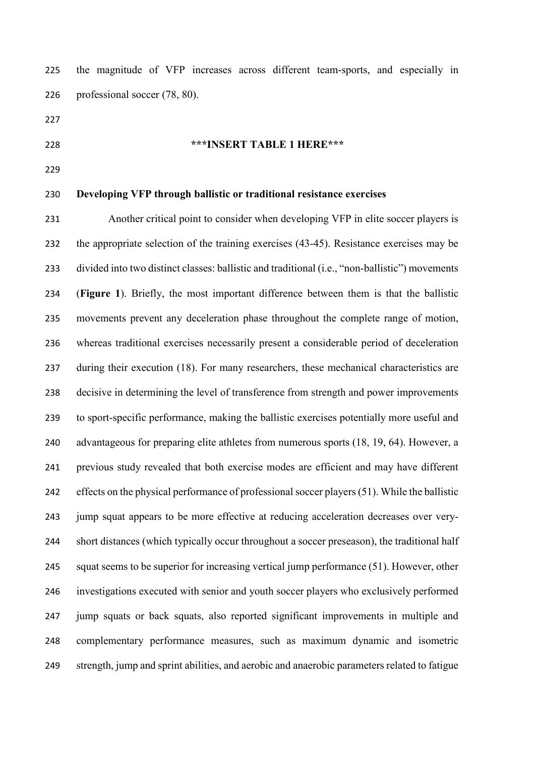the magnitude of VFP increases across different team-sports, and especially in professional soccer (78, 80).

**\*\*\*INSERT TABLE 1 HERE\*\*\***

## Developing VFP through ballistic or traditional resistance exercises

Another critical point to consider when developing VFP in elite soccer players is the appropriate selection of the training exercises (43-45). Resistance exercises may be divided into two distinct classes: ballistic and traditional (i.e., "non-ballistic") movements (**Figure 1**). Briefly, the most important difference between them is that the ballistic movements prevent any deceleration phase throughout the complete range of motion, whereas traditional exercises necessarily present a considerable period of deceleration during their execution (18). For many researchers, these mechanical characteristics are decisive in determining the level of transference from strength and power improvements to sport-specific performance, making the ballistic exercises potentially more useful and advantageous for preparing elite athletes from numerous sports (18, 19, 64). However, a previous study revealed that both exercise modes are efficient and may have different effects on the physical performance of professional soccer players (51). While the ballistic jump squat appears to be more effective at reducing acceleration decreases over very-short distances (which typically occur throughout a soccer preseason), the traditional half squat seems to be superior for increasing vertical jump performance (51). However, other investigations executed with senior and youth soccer players who exclusively performed jump squats or back squats, also reported significant improvements in multiple and complementary performance measures, such as maximum dynamic and isometric strength, jump and sprint abilities, and aerobic and anaerobic parameters related to fatigue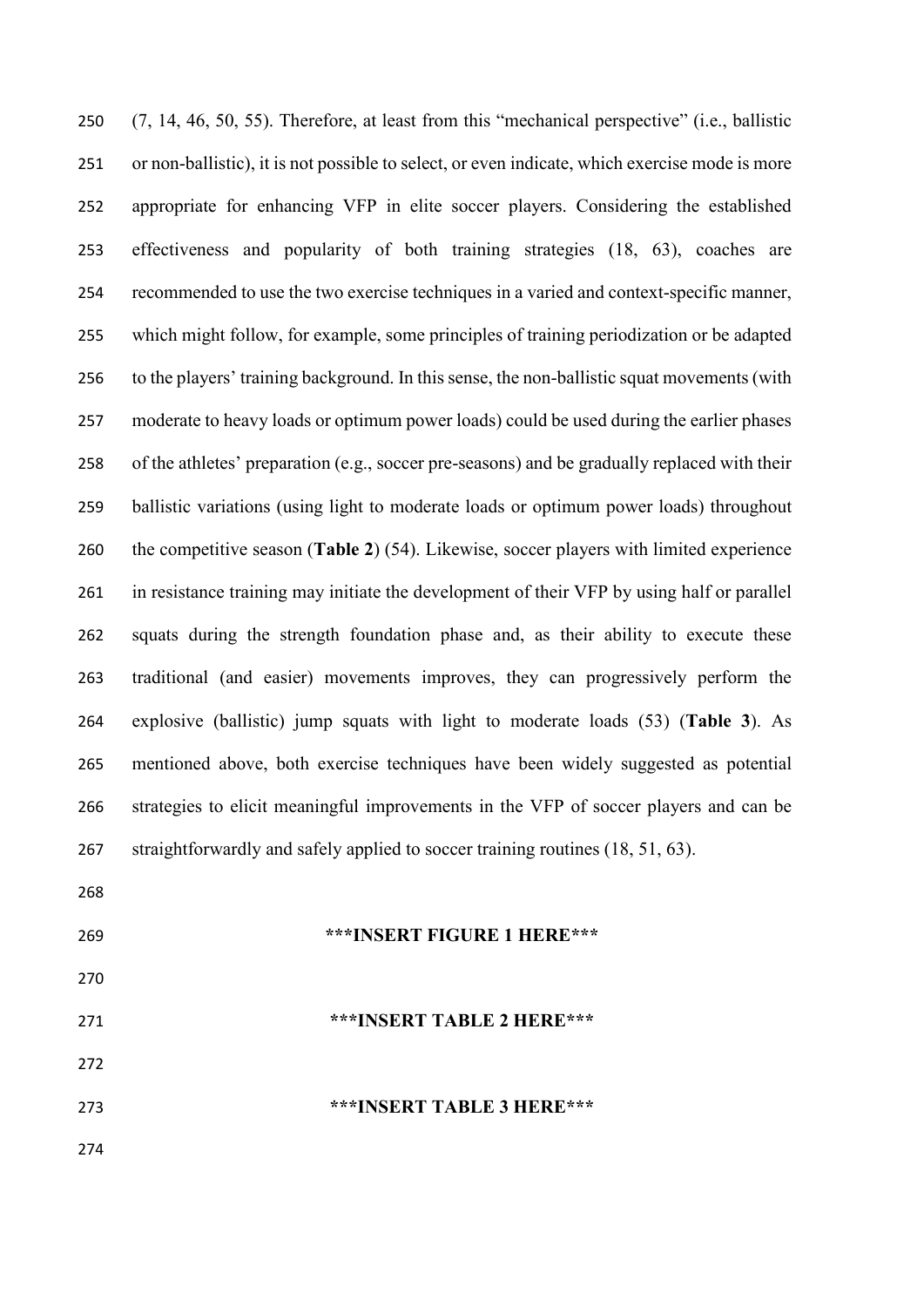(7, 14, 46, 50, 55). Therefore, at least from this "mechanical perspective" (i.e., ballistic or non-ballistic), it is not possible to select, or even indicate, which exercise mode is more appropriate for enhancing VFP in elite soccer players. Considering the established effectiveness and popularity of both training strategies (18, 63), coaches are recommended to use the two exercise techniques in a varied and context-specific manner, which might follow, for example, some principles of training periodization or be adapted to the players' training background. In this sense, the non-ballistic squat movements (with moderate to heavy loads or optimum power loads) could be used during the earlier phases of the athletes' preparation (e.g., soccer pre-seasons) and be gradually replaced with their ballistic variations (using light to moderate loads or optimum power loads) throughout the competitive season (**Table 2**) (54). Likewise, soccer players with limited experience in resistance training may initiate the development of their VFP by using half or parallel squats during the strength foundation phase and, as their ability to execute these traditional (and easier) movements improves, they can progressively perform the explosive (ballistic) jump squats with light to moderate loads (53) (**Table 3**). As mentioned above, both exercise techniques have been widely suggested as potential strategies to elicit meaningful improvements in the VFP of soccer players and can be straightforwardly and safely applied to soccer training routines (18, 51, 63).

**\*\*\*INSERT FIGURE 1 HERE\*\*\***

**\*\*\*INSERT TABLE 2 HERE\*\*\***

**\*\*\*INSERT TABLE 3 HERE\*\*\***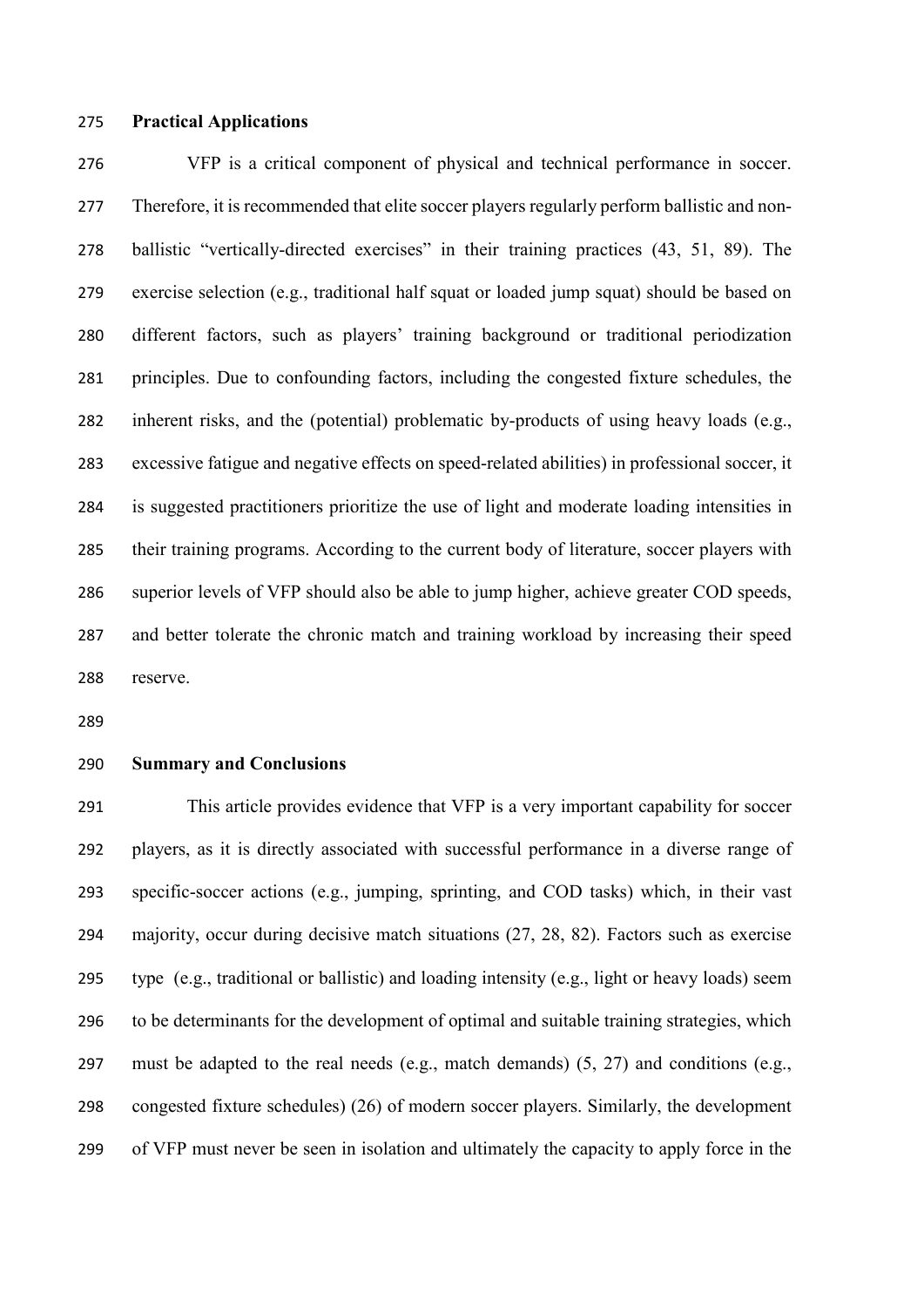## Practical Applications

VFP is a critical component of physical and technical performance in soccer. Therefore, it is recommended that elite soccer players regularly perform ballistic and non-ballistic "vertically-directed exercises" in their training practices (43, 51, 89). The exercise selection (e.g., traditional half squat or loaded jump squat) should be based on different factors, such as players' training background or traditional periodization principles. Due to confounding factors, including the congested fixture schedules, the inherent risks, and the (potential) problematic by-products of using heavy loads (e.g., excessive fatigue and negative effects on speed-related abilities) in professional soccer, it is suggested practitioners prioritize the use of light and moderate loading intensities in their training programs. According to the current body of literature, soccer players with superior levels of VFP should also be able to jump higher, achieve greater COD speeds, and better tolerate the chronic match and training workload by increasing their speed reserve.

## Summary and Conclusions

This article provides evidence that VFP is a very important capability for soccer players, as it is directly associated with successful performance in a diverse range of specific-soccer actions (e.g., jumping, sprinting, and COD tasks) which, in their vast majority, occur during decisive match situations (27, 28, 82). Factors such as exercise type (e.g., traditional or ballistic) and loading intensity (e.g., light or heavy loads) seem to be determinants for the development of optimal and suitable training strategies, which must be adapted to the real needs (e.g., match demands) (5, 27) and conditions (e.g., congested fixture schedules) (26) of modern soccer players. Similarly, the development of VFP must never be seen in isolation and ultimately the capacity to apply force in the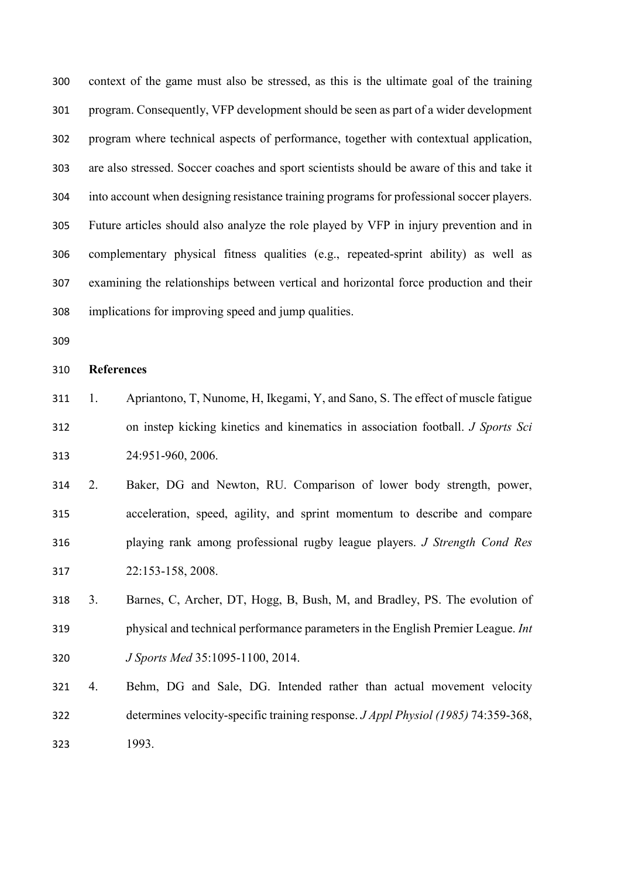context of the game must also be stressed, as this is the ultimate goal of the training program. Consequently, VFP development should be seen as part of a wider development program where technical aspects of performance, together with contextual application, are also stressed. Soccer coaches and sport scientists should be aware of this and take it into account when designing resistance training programs for professional soccer players. Future articles should also analyze the role played by VFP in injury prevention and in complementary physical fitness qualities (e.g., repeated-sprint ability) as well as examining the relationships between vertical and horizontal force production and their implications for improving speed and jump qualities.

## References

1. Apriantono, T, Nunome, H, Ikegami, Y, and Sano, S. The effect of muscle fatigue on instep kicking kinetics and kinematics in association football. *J Sports Sci* 24:951-960, 2006.
2. Baker, DG and Newton, RU. Comparison of lower body strength, power, acceleration, speed, agility, and sprint momentum to describe and compare playing rank among professional rugby league players. *J Strength Cond Res* 22:153-158, 2008.
3. Barnes, C, Archer, DT, Hogg, B, Bush, M, and Bradley, PS. The evolution of physical and technical performance parameters in the English Premier League. *Int J Sports Med* 35:1095-1100, 2014.
4. Behm, DG and Sale, DG. Intended rather than actual movement velocity determines velocity-specific training response. *J Appl Physiol (1985)* 74:359-368, 1993.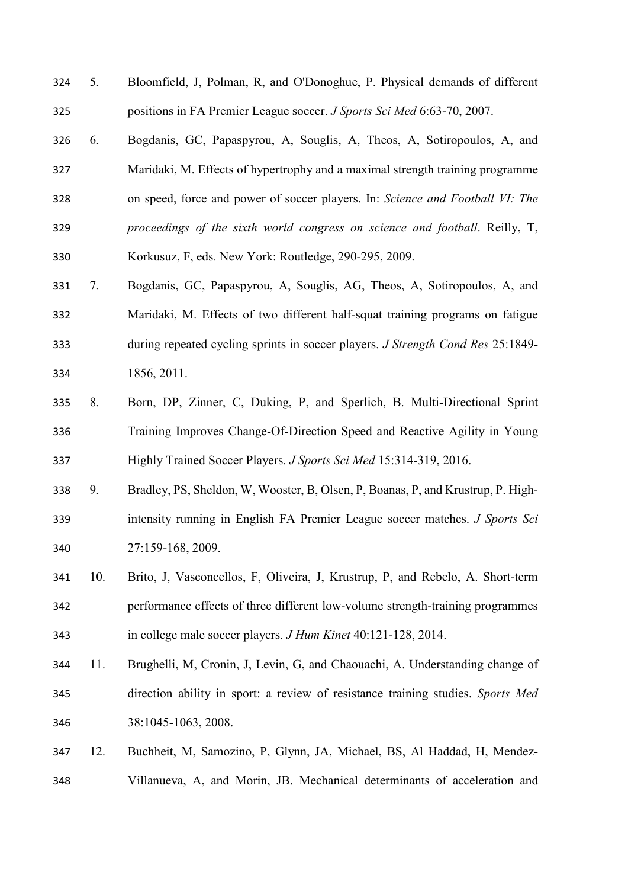5. Bloomfield, J, Polman, R, and O'Donoghue, P. Physical demands of different positions in FA Premier League soccer. *J Sports Sci Med* 6:63-70, 2007.
6. Bogdanis, GC, Papaspyrou, A, Souglis, A, Theos, A, Sotiropoulos, A, and Maridaki, M. Effects of hypertrophy and a maximal strength training programme on speed, force and power of soccer players. In: *Science and Football VI: The proceedings of the sixth world congress on science and football*. Reilly, T, Korkusuz, F, eds. New York: Routledge, 290-295, 2009.
7. Bogdanis, GC, Papaspyrou, A, Souglis, AG, Theos, A, Sotiropoulos, A, and Maridaki, M. Effects of two different half-squat training programs on fatigue during repeated cycling sprints in soccer players. *J Strength Cond Res* 25:1849-1856, 2011.
8. Born, DP, Zinner, C, Duking, P, and Sperlich, B. Multi-Directional Sprint Training Improves Change-Of-Direction Speed and Reactive Agility in Young Highly Trained Soccer Players. *J Sports Sci Med* 15:314-319, 2016.
9. Bradley, PS, Sheldon, W, Wooster, B, Olsen, P, Boanas, P, and Krustrup, P. High-intensity running in English FA Premier League soccer matches. *J Sports Sci* 27:159-168, 2009.
10. Brito, J, Vasconcellos, F, Oliveira, J, Krustrup, P, and Rebelo, A. Short-term performance effects of three different low-volume strength-training programmes in college male soccer players. *J Hum Kinet* 40:121-128, 2014.
11. Brughelli, M, Cronin, J, Levin, G, and Chaouachi, A. Understanding change of direction ability in sport: a review of resistance training studies. *Sports Med* 38:1045-1063, 2008.
12. Buchheit, M, Samozino, P, Glynn, JA, Michael, BS, Al Haddad, H, Mendez-Villanueva, A, and Morin, JB. Mechanical determinants of acceleration and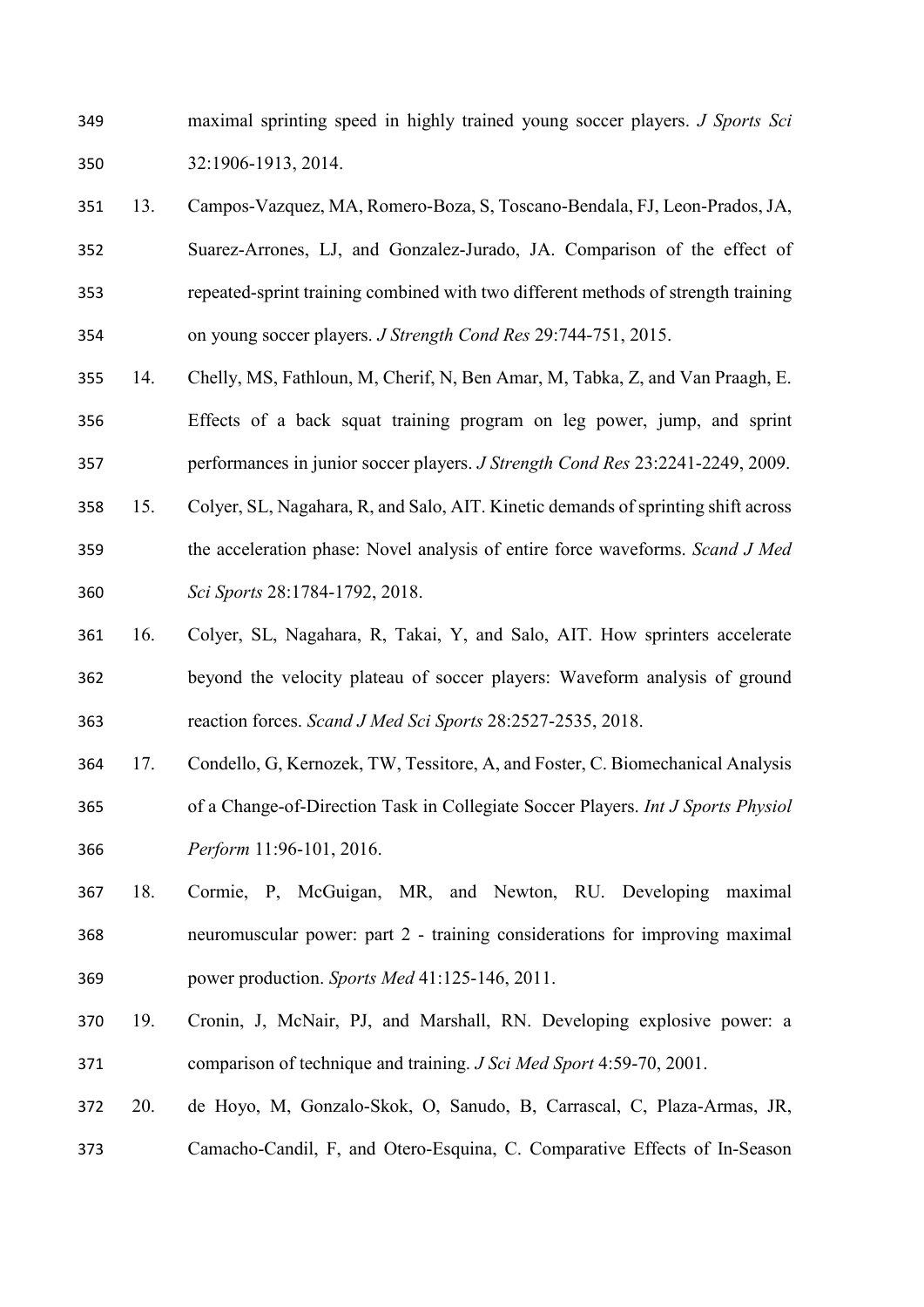maximal sprinting speed in highly trained young soccer players. *J Sports Sci* 32:1906-1913, 2014.

13. Campos-Vazquez, MA, Romero-Boza, S, Toscano-Bendala, FJ, Leon-Prados, JA, Suarez-Arrones, LJ, and Gonzalez-Jurado, JA. Comparison of the effect of repeated-sprint training combined with two different methods of strength training on young soccer players. *J Strength Cond Res* 29:744-751, 2015.
14. Chelly, MS, Fathloun, M, Cherif, N, Ben Amar, M, Tabka, Z, and Van Praagh, E. Effects of a back squat training program on leg power, jump, and sprint performances in junior soccer players. *J Strength Cond Res* 23:2241-2249, 2009.
15. Colyer, SL, Nagahara, R, and Salo, AIT. Kinetic demands of sprinting shift across the acceleration phase: Novel analysis of entire force waveforms. *Scand J Med Sci Sports* 28:1784-1792, 2018.
16. Colyer, SL, Nagahara, R, Takai, Y, and Salo, AIT. How sprinters accelerate beyond the velocity plateau of soccer players: Waveform analysis of ground reaction forces. *Scand J Med Sci Sports* 28:2527-2535, 2018.
17. Condello, G, Kernozek, TW, Tessitore, A, and Foster, C. Biomechanical Analysis of a Change-of-Direction Task in Collegiate Soccer Players. *Int J Sports Physiol Perform* 11:96-101, 2016.
18. Cormie, P, McGuigan, MR, and Newton, RU. Developing maximal neuromuscular power: part 2 - training considerations for improving maximal power production. *Sports Med* 41:125-146, 2011.
19. Cronin, J, McNair, PJ, and Marshall, RN. Developing explosive power: a comparison of technique and training. *J Sci Med Sport* 4:59-70, 2001.
20. de Hoyo, M, Gonzalo-Skok, O, Sanudo, B, Carrascal, C, Plaza-Armas, JR, Camacho-Candil, F, and Otero-Esquina, C. Comparative Effects of In-Season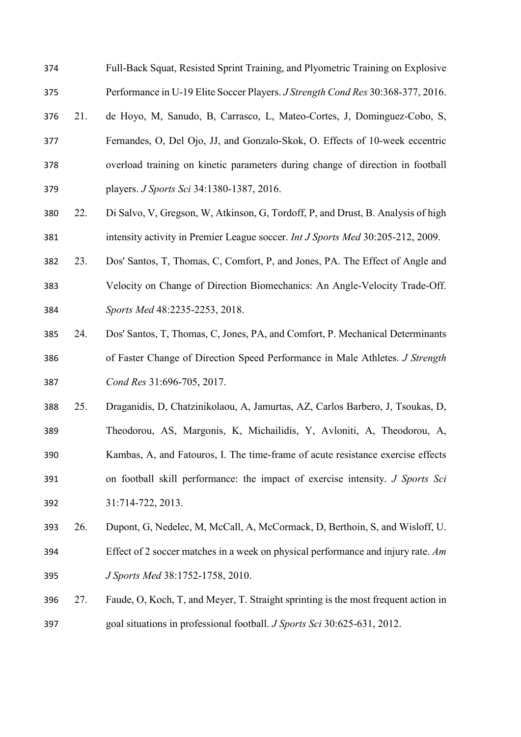Full-Back Squat, Resisted Sprint Training, and Plyometric Training on Explosive Performance in U-19 Elite Soccer Players. *J Strength Cond Res* 30:368-377, 2016.

21. de Hoyo, M, Sanudo, B, Carrasco, L, Mateo-Cortes, J, Dominguez-Cobo, S, Fernandes, O, Del Ojo, JJ, and Gonzalo-Skok, O. Effects of 10-week eccentric overload training on kinetic parameters during change of direction in football players. *J Sports Sci* 34:1380-1387, 2016.
22. Di Salvo, V, Gregson, W, Atkinson, G, Tordoff, P, and Drust, B. Analysis of high intensity activity in Premier League soccer. *Int J Sports Med* 30:205-212, 2009.
23. Dos' Santos, T, Thomas, C, Comfort, P, and Jones, PA. The Effect of Angle and Velocity on Change of Direction Biomechanics: An Angle-Velocity Trade-Off. *Sports Med* 48:2235-2253, 2018.
24. Dos' Santos, T, Thomas, C, Jones, PA, and Comfort, P. Mechanical Determinants of Faster Change of Direction Speed Performance in Male Athletes. *J Strength Cond Res* 31:696-705, 2017.
25. Draganidis, D, Chatzinikolaou, A, Jamurtas, AZ, Carlos Barbero, J, Tsoukas, D, Theodorou, AS, Margonis, K, Michailidis, Y, Avloniti, A, Theodorou, A, Kambas, A, and Fatouros, I. The time-frame of acute resistance exercise effects on football skill performance: the impact of exercise intensity. *J Sports Sci* 31:714-722, 2013.
26. Dupont, G, Nedelec, M, McCall, A, McCormack, D, Berthoin, S, and Wisloff, U. Effect of 2 soccer matches in a week on physical performance and injury rate. *Am J Sports Med* 38:1752-1758, 2010.
27. Faude, O, Koch, T, and Meyer, T. Straight sprinting is the most frequent action in goal situations in professional football. *J Sports Sci* 30:625-631, 2012.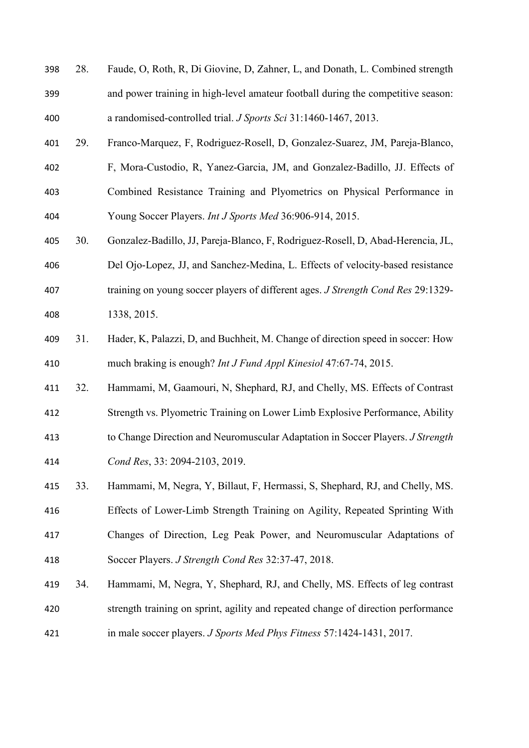28. Faude, O, Roth, R, Di Giovine, D, Zahner, L, and Donath, L. Combined strength and power training in high-level amateur football during the competitive season: a randomised-controlled trial. *J Sports Sci* 31:1460-1467, 2013.
29. Franco-Marquez, F, Rodriguez-Rosell, D, Gonzalez-Suarez, JM, Pareja-Blanco, F, Mora-Custodio, R, Yanez-Garcia, JM, and Gonzalez-Badillo, JJ. Effects of Combined Resistance Training and Plyometrics on Physical Performance in Young Soccer Players. *Int J Sports Med* 36:906-914, 2015.
30. Gonzalez-Badillo, JJ, Pareja-Blanco, F, Rodriguez-Rosell, D, Abad-Herencia, JL, Del Ojo-Lopez, JJ, and Sanchez-Medina, L. Effects of velocity-based resistance training on young soccer players of different ages. *J Strength Cond Res* 29:1329-1338, 2015.
31. Hader, K, Palazzi, D, and Buchheit, M. Change of direction speed in soccer: How much braking is enough? *Int J Fund Appl Kinesiol* 47:67-74, 2015.
32. Hammami, M, Gaamouri, N, Shephard, RJ, and Chelly, MS. Effects of Contrast Strength vs. Plyometric Training on Lower Limb Explosive Performance, Ability to Change Direction and Neuromuscular Adaptation in Soccer Players. *J Strength Cond Res*, 33: 2094-2103, 2019.
33. Hammami, M, Negra, Y, Billaut, F, Hermassi, S, Shephard, RJ, and Chelly, MS. Effects of Lower-Limb Strength Training on Agility, Repeated Sprinting With Changes of Direction, Leg Peak Power, and Neuromuscular Adaptations of Soccer Players. *J Strength Cond Res* 32:37-47, 2018.
34. Hammami, M, Negra, Y, Shephard, RJ, and Chelly, MS. Effects of leg contrast strength training on sprint, agility and repeated change of direction performance in male soccer players. *J Sports Med Phys Fitness* 57:1424-1431, 2017.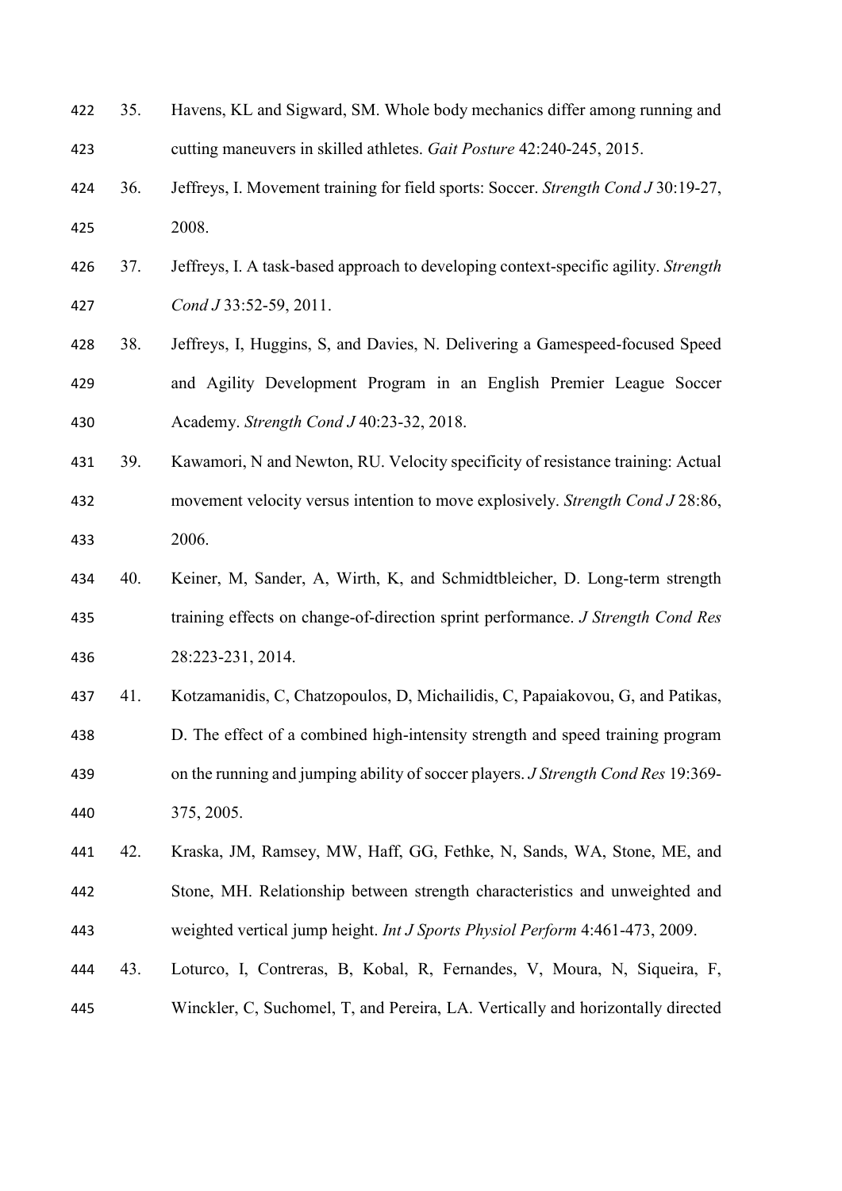35. Havens, KL and Sigward, SM. Whole body mechanics differ among running and cutting maneuvers in skilled athletes. *Gait Posture* 42:240-245, 2015.
36. Jeffreys, I. Movement training for field sports: Soccer. *Strength Cond J* 30:19-27, 2008.
37. Jeffreys, I. A task-based approach to developing context-specific agility. *Strength Cond J* 33:52-59, 2011.
38. Jeffreys, I, Huggins, S, and Davies, N. Delivering a Gamespeed-focused Speed and Agility Development Program in an English Premier League Soccer Academy. *Strength Cond J* 40:23-32, 2018.
39. Kawamori, N and Newton, RU. Velocity specificity of resistance training: Actual movement velocity versus intention to move explosively. *Strength Cond J* 28:86, 2006.
40. Keiner, M, Sander, A, Wirth, K, and Schmidtbleicher, D. Long-term strength training effects on change-of-direction sprint performance. *J Strength Cond Res* 28:223-231, 2014.
41. Kotzamanidis, C, Chatzopoulos, D, Michailidis, C, Papaiakovou, G, and Patikas, D. The effect of a combined high-intensity strength and speed training program on the running and jumping ability of soccer players. *J Strength Cond Res* 19:369-375, 2005.
42. Kraska, JM, Ramsey, MW, Haff, GG, Fethke, N, Sands, WA, Stone, ME, and Stone, MH. Relationship between strength characteristics and unweighted and weighted vertical jump height. *Int J Sports Physiol Perform* 4:461-473, 2009.
43. Loturco, I, Contreras, B, Kobal, R, Fernandes, V, Moura, N, Siqueira, F, Winckler, C, Suchomel, T, and Pereira, LA. Vertically and horizontally directed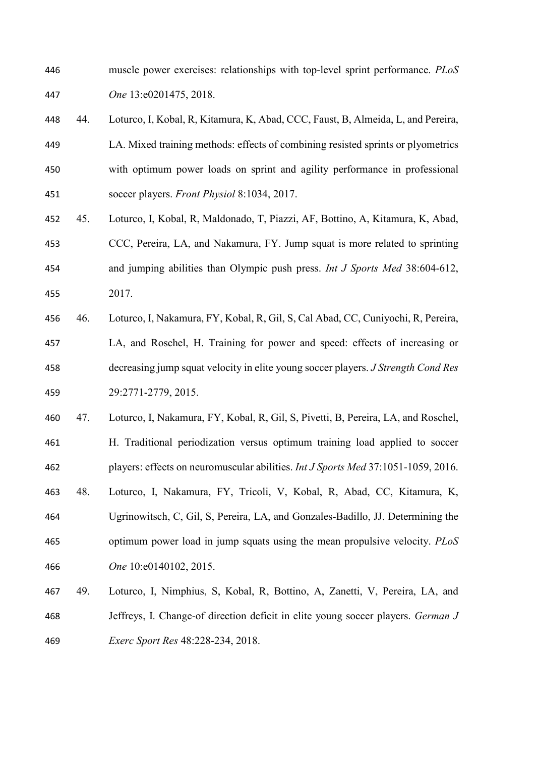muscle power exercises: relationships with top-level sprint performance. *PLoS One* 13:e0201475, 2018.

44. Loturco, I, Kobal, R, Kitamura, K, Abad, CCC, Faust, B, Almeida, L, and Pereira, LA. Mixed training methods: effects of combining resisted sprints or plyometrics with optimum power loads on sprint and agility performance in professional soccer players. *Front Physiol* 8:1034, 2017.

45. Loturco, I, Kobal, R, Maldonado, T, Piazzi, AF, Bottino, A, Kitamura, K, Abad, CCC, Pereira, LA, and Nakamura, FY. Jump squat is more related to sprinting and jumping abilities than Olympic push press. *Int J Sports Med* 38:604-612, 2017.

46. Loturco, I, Nakamura, FY, Kobal, R, Gil, S, Cal Abad, CC, Cuniyochi, R, Pereira, LA, and Roschel, H. Training for power and speed: effects of increasing or decreasing jump squat velocity in elite young soccer players. *J Strength Cond Res* 29:2771-2779, 2015.

47. Loturco, I, Nakamura, FY, Kobal, R, Gil, S, Pivetti, B, Pereira, LA, and Roschel, H. Traditional periodization versus optimum training load applied to soccer players: effects on neuromuscular abilities. *Int J Sports Med* 37:1051-1059, 2016.

48. Loturco, I, Nakamura, FY, Tricoli, V, Kobal, R, Abad, CC, Kitamura, K, Ugrinowitsch, C, Gil, S, Pereira, LA, and Gonzales-Badillo, JJ. Determining the optimum power load in jump squats using the mean propulsive velocity. *PLoS One* 10:e0140102, 2015.

49. Loturco, I, Nimphius, S, Kobal, R, Bottino, A, Zanetti, V, Pereira, LA, and Jeffreys, I. Change-of direction deficit in elite young soccer players. *German J Exerc Sport Res* 48:228-234, 2018.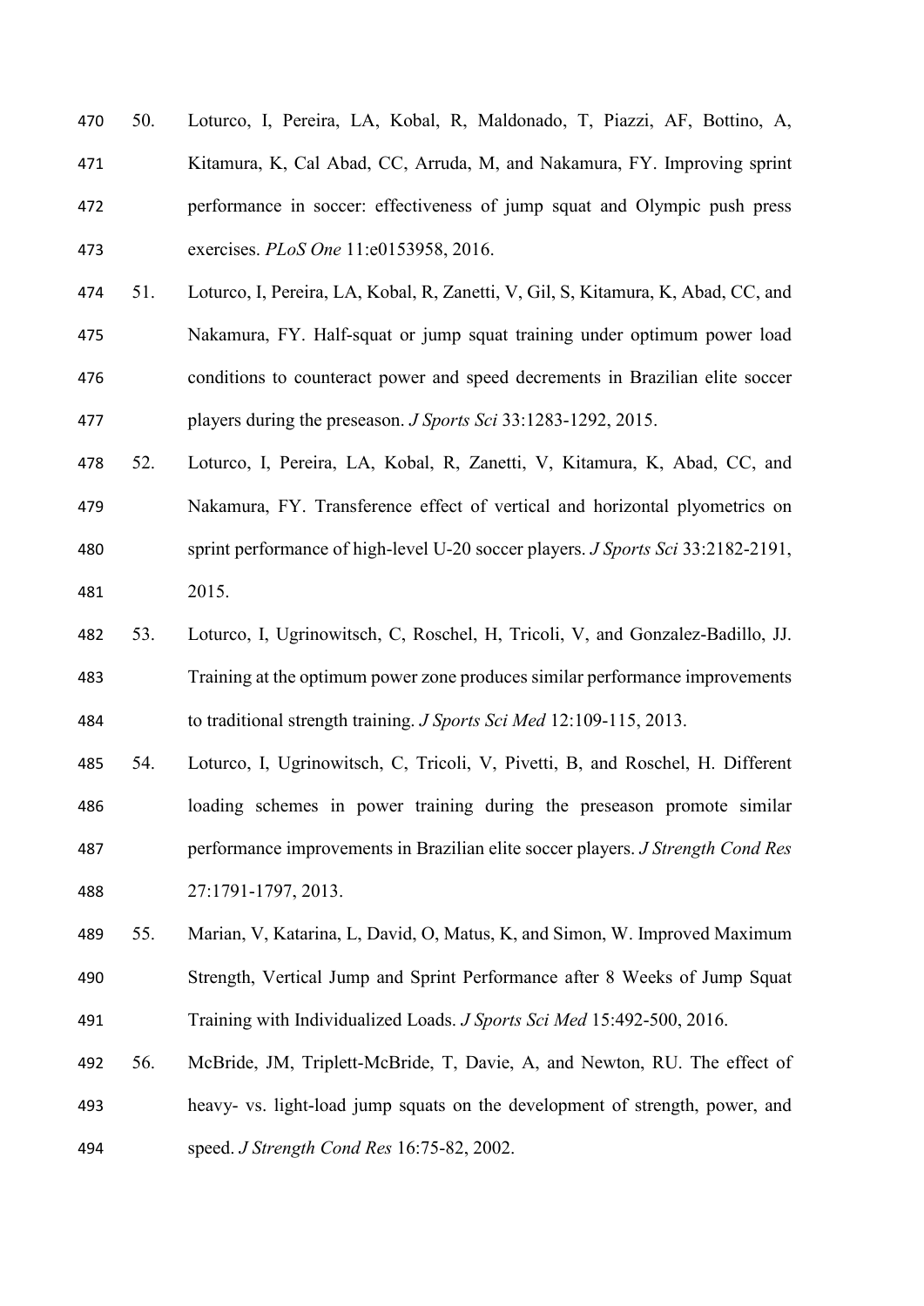50. Loturco, I, Pereira, LA, Kobal, R, Maldonado, T, Piazzi, AF, Bottino, A, Kitamura, K, Cal Abad, CC, Arruda, M, and Nakamura, FY. Improving sprint performance in soccer: effectiveness of jump squat and Olympic push press exercises. *PLoS One* 11:e0153958, 2016.

51. Loturco, I, Pereira, LA, Kobal, R, Zanetti, V, Gil, S, Kitamura, K, Abad, CC, and Nakamura, FY. Half-squat or jump squat training under optimum power load conditions to counteract power and speed decrements in Brazilian elite soccer players during the preseason. *J Sports Sci* 33:1283-1292, 2015.

52. Loturco, I, Pereira, LA, Kobal, R, Zanetti, V, Kitamura, K, Abad, CC, and Nakamura, FY. Transference effect of vertical and horizontal plyometrics on sprint performance of high-level U-20 soccer players. *J Sports Sci* 33:2182-2191, 2015.

53. Loturco, I, Ugrinowitsch, C, Roschel, H, Tricoli, V, and Gonzalez-Badillo, JJ. Training at the optimum power zone produces similar performance improvements to traditional strength training. *J Sports Sci Med* 12:109-115, 2013.

54. Loturco, I, Ugrinowitsch, C, Tricoli, V, Pivetti, B, and Roschel, H. Different loading schemes in power training during the preseason promote similar performance improvements in Brazilian elite soccer players. *J Strength Cond Res* 27:1791-1797, 2013.

55. Marian, V, Katarina, L, David, O, Matus, K, and Simon, W. Improved Maximum Strength, Vertical Jump and Sprint Performance after 8 Weeks of Jump Squat Training with Individualized Loads. *J Sports Sci Med* 15:492-500, 2016.

56. McBride, JM, Triplett-McBride, T, Davie, A, and Newton, RU. The effect of heavy- vs. light-load jump squats on the development of strength, power, and speed. *J Strength Cond Res* 16:75-82, 2002.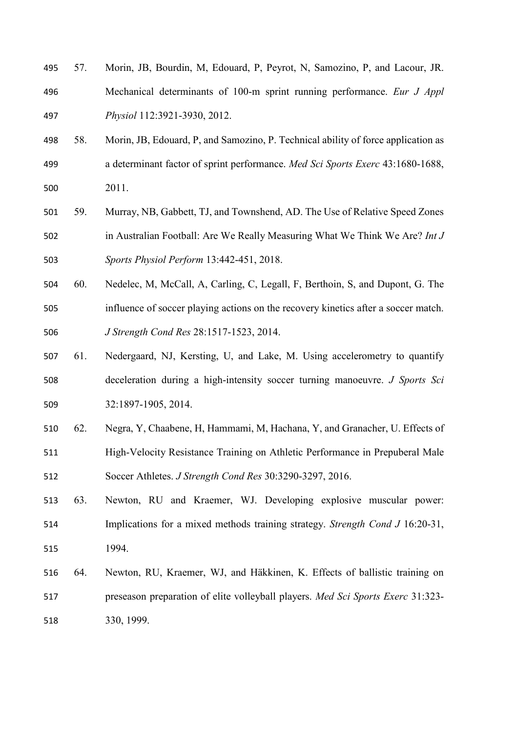57. Morin, JB, Bourdin, M, Edouard, P, Peyrot, N, Samozino, P, and Lacour, JR. Mechanical determinants of 100-m sprint running performance. *Eur J Appl Physiol* 112:3921-3930, 2012.
58. Morin, JB, Edouard, P, and Samozino, P. Technical ability of force application as a determinant factor of sprint performance. *Med Sci Sports Exerc* 43:1680-1688, 2011.
59. Murray, NB, Gabbett, TJ, and Townshend, AD. The Use of Relative Speed Zones in Australian Football: Are We Really Measuring What We Think We Are? *Int J Sports Physiol Perform* 13:442-451, 2018.
60. Nedelec, M, McCall, A, Carling, C, Legall, F, Berthoin, S, and Dupont, G. The influence of soccer playing actions on the recovery kinetics after a soccer match. *J Strength Cond Res* 28:1517-1523, 2014.
61. Nedergaard, NJ, Kersting, U, and Lake, M. Using accelerometry to quantify deceleration during a high-intensity soccer turning manoeuvre. *J Sports Sci* 32:1897-1905, 2014.
62. Negra, Y, Chaabene, H, Hammami, M, Hachana, Y, and Granacher, U. Effects of High-Velocity Resistance Training on Athletic Performance in Prepuberal Male Soccer Athletes. *J Strength Cond Res* 30:3290-3297, 2016.
63. Newton, RU and Kraemer, WJ. Developing explosive muscular power: Implications for a mixed methods training strategy. *Strength Cond J* 16:20-31, 1994.
64. Newton, RU, Kraemer, WJ, and Häkkinen, K. Effects of ballistic training on preseason preparation of elite volleyball players. *Med Sci Sports Exerc* 31:323-330, 1999.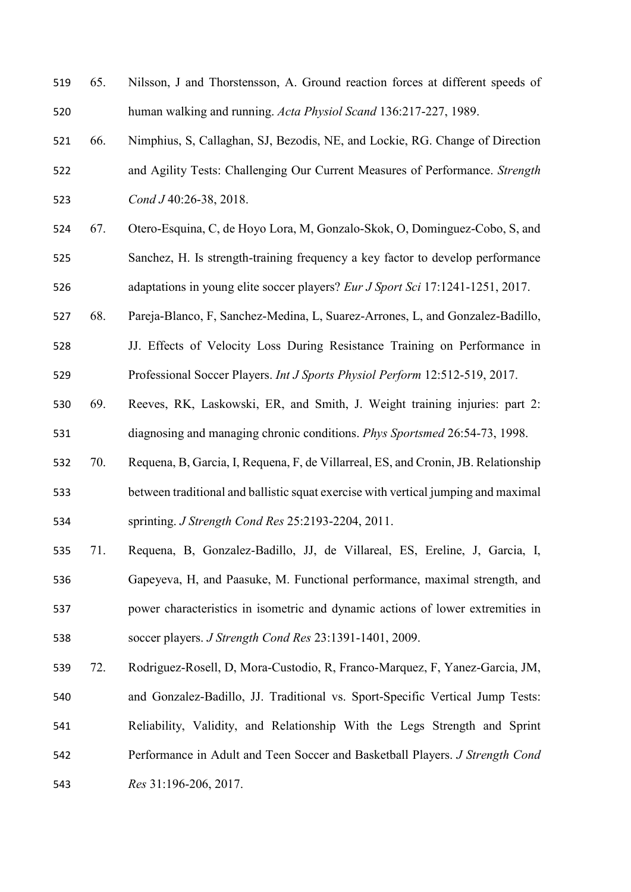65. Nilsson, J and Thorstensson, A. Ground reaction forces at different speeds of human walking and running. *Acta Physiol Scand* 136:217-227, 1989.
66. Nimphius, S, Callaghan, SJ, Bezodis, NE, and Lockie, RG. Change of Direction and Agility Tests: Challenging Our Current Measures of Performance. *Strength Cond J* 40:26-38, 2018.
67. Otero-Esquina, C, de Hoyo Lora, M, Gonzalo-Skok, O, Dominguez-Cobo, S, and Sanchez, H. Is strength-training frequency a key factor to develop performance adaptations in young elite soccer players? *Eur J Sport Sci* 17:1241-1251, 2017.
68. Pareja-Blanco, F, Sanchez-Medina, L, Suarez-Arrones, L, and Gonzalez-Badillo, JJ. Effects of Velocity Loss During Resistance Training on Performance in Professional Soccer Players. *Int J Sports Physiol Perform* 12:512-519, 2017.
69. Reeves, RK, Laskowski, ER, and Smith, J. Weight training injuries: part 2: diagnosing and managing chronic conditions. *Phys Sportsmed* 26:54-73, 1998.
70. Requena, B, Garcia, I, Requena, F, de Villarreal, ES, and Cronin, JB. Relationship between traditional and ballistic squat exercise with vertical jumping and maximal sprinting. *J Strength Cond Res* 25:2193-2204, 2011.
71. Requena, B, Gonzalez-Badillo, JJ, de Villareal, ES, Ereline, J, Garcia, I, Gapeyeva, H, and Paasuke, M. Functional performance, maximal strength, and power characteristics in isometric and dynamic actions of lower extremities in soccer players. *J Strength Cond Res* 23:1391-1401, 2009.
72. Rodriguez-Rosell, D, Mora-Custodio, R, Franco-Marquez, F, Yanez-Garcia, JM, and Gonzalez-Badillo, JJ. Traditional vs. Sport-Specific Vertical Jump Tests: Reliability, Validity, and Relationship With the Legs Strength and Sprint Performance in Adult and Teen Soccer and Basketball Players. *J Strength Cond Res* 31:196-206, 2017.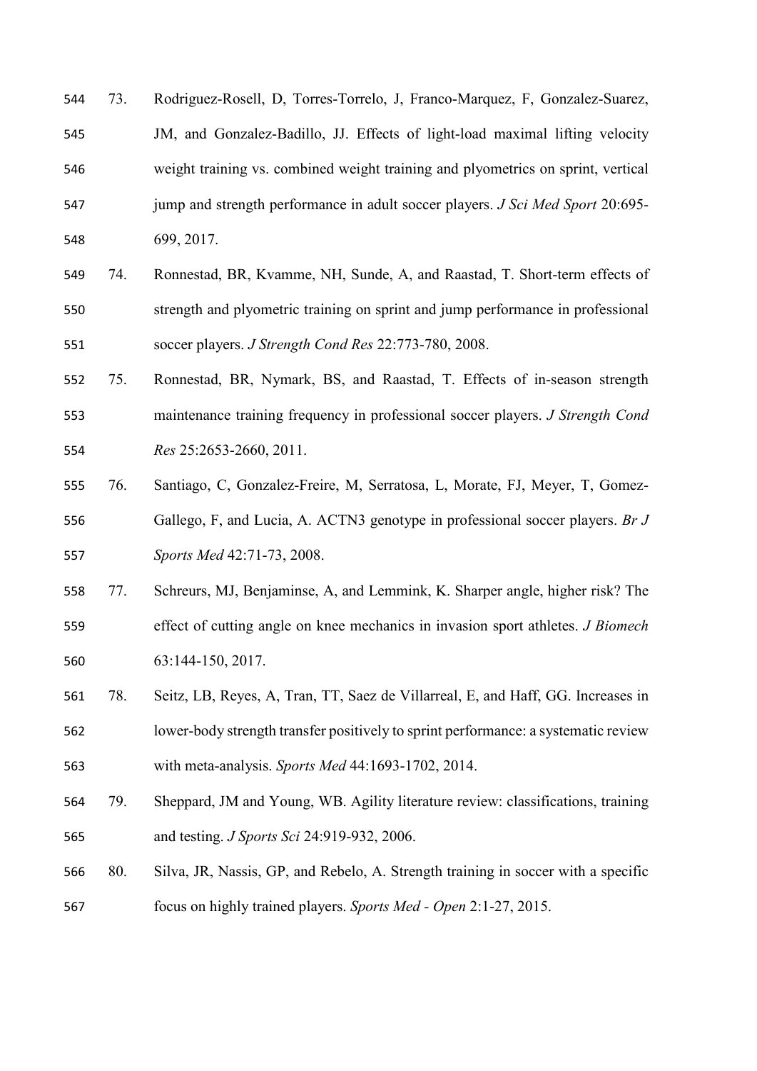73. Rodriguez-Rosell, D, Torres-Torrelo, J, Franco-Marquez, F, Gonzalez-Suarez, JM, and Gonzalez-Badillo, JJ. Effects of light-load maximal lifting velocity weight training vs. combined weight training and plyometrics on sprint, vertical jump and strength performance in adult soccer players. *J Sci Med Sport* 20:695-699, 2017.

74. Ronnestad, BR, Kvamme, NH, Sunde, A, and Raastad, T. Short-term effects of strength and plyometric training on sprint and jump performance in professional soccer players. *J Strength Cond Res* 22:773-780, 2008.

75. Ronnestad, BR, Nymark, BS, and Raastad, T. Effects of in-season strength maintenance training frequency in professional soccer players. *J Strength Cond Res* 25:2653-2660, 2011.

76. Santiago, C, Gonzalez-Freire, M, Serratosa, L, Morate, FJ, Meyer, T, Gomez-Gallego, F, and Lucia, A. ACTN3 genotype in professional soccer players. *Br J Sports Med* 42:71-73, 2008.

77. Schreurs, MJ, Benjaminse, A, and Lemmink, K. Sharper angle, higher risk? The effect of cutting angle on knee mechanics in invasion sport athletes. *J Biomech* 63:144-150, 2017.

78. Seitz, LB, Reyes, A, Tran, TT, Saez de Villarreal, E, and Haff, GG. Increases in lower-body strength transfer positively to sprint performance: a systematic review with meta-analysis. *Sports Med* 44:1693-1702, 2014.

79. Sheppard, JM and Young, WB. Agility literature review: classifications, training and testing. *J Sports Sci* 24:919-932, 2006.

80. Silva, JR, Nassis, GP, and Rebelo, A. Strength training in soccer with a specific focus on highly trained players. *Sports Med - Open* 2:1-27, 2015.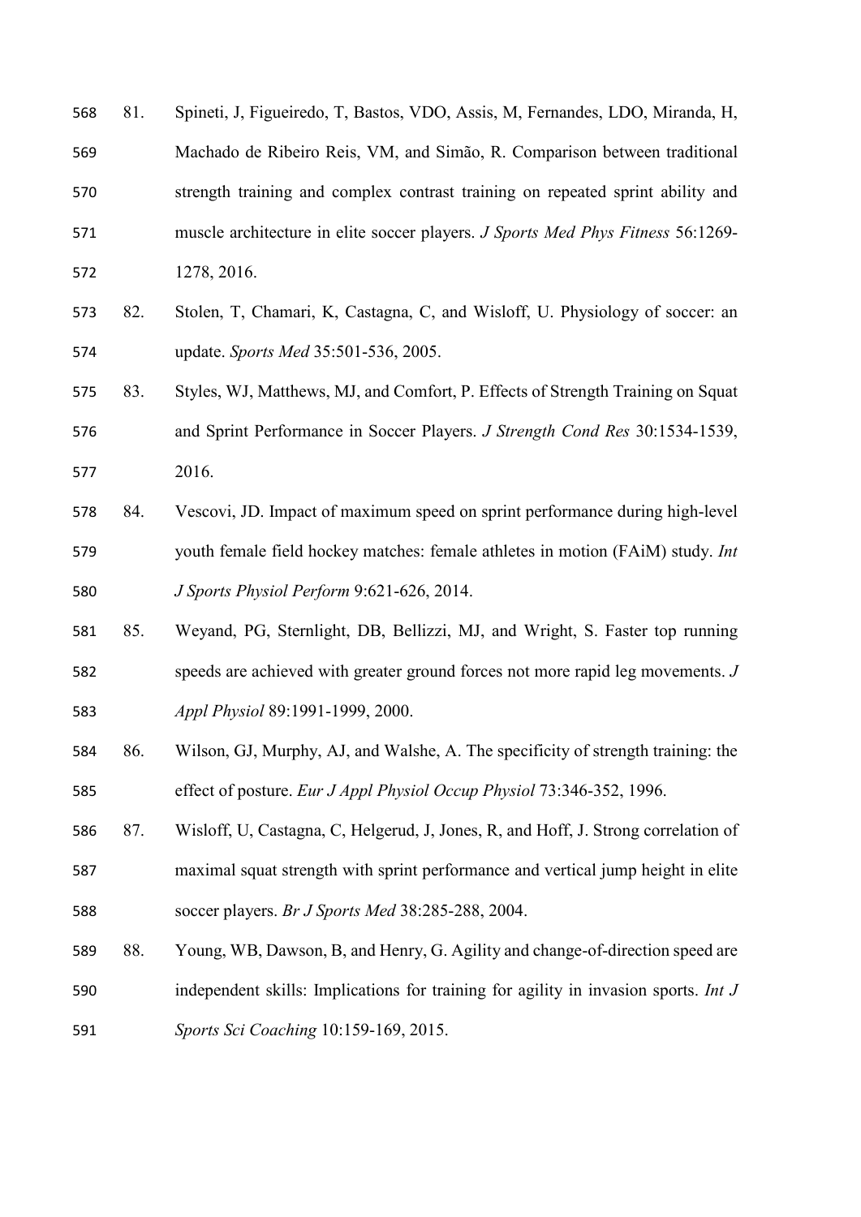81. Spineti, J, Figueiredo, T, Bastos, VDO, Assis, M, Fernandes, LDO, Miranda, H, Machado de Ribeiro Reis, VM, and Simão, R. Comparison between traditional strength training and complex contrast training on repeated sprint ability and muscle architecture in elite soccer players. *J Sports Med Phys Fitness* 56:1269-1278, 2016.
82. Stolen, T, Chamari, K, Castagna, C, and Wisloff, U. Physiology of soccer: an update. *Sports Med* 35:501-536, 2005.
83. Styles, WJ, Matthews, MJ, and Comfort, P. Effects of Strength Training on Squat and Sprint Performance in Soccer Players. *J Strength Cond Res* 30:1534-1539, 2016.
84. Vescovi, JD. Impact of maximum speed on sprint performance during high-level youth female field hockey matches: female athletes in motion (FAiM) study. *Int J Sports Physiol Perform* 9:621-626, 2014.
85. Weyand, PG, Sternlight, DB, Bellizzi, MJ, and Wright, S. Faster top running speeds are achieved with greater ground forces not more rapid leg movements. *J Appl Physiol* 89:1991-1999, 2000.
86. Wilson, GJ, Murphy, AJ, and Walshe, A. The specificity of strength training: the effect of posture. *Eur J Appl Physiol Occup Physiol* 73:346-352, 1996.
87. Wisloff, U, Castagna, C, Helgerud, J, Jones, R, and Hoff, J. Strong correlation of maximal squat strength with sprint performance and vertical jump height in elite soccer players. *Br J Sports Med* 38:285-288, 2004.
88. Young, WB, Dawson, B, and Henry, G. Agility and change-of-direction speed are independent skills: Implications for training for agility in invasion sports. *Int J Sports Sci Coaching* 10:159-169, 2015.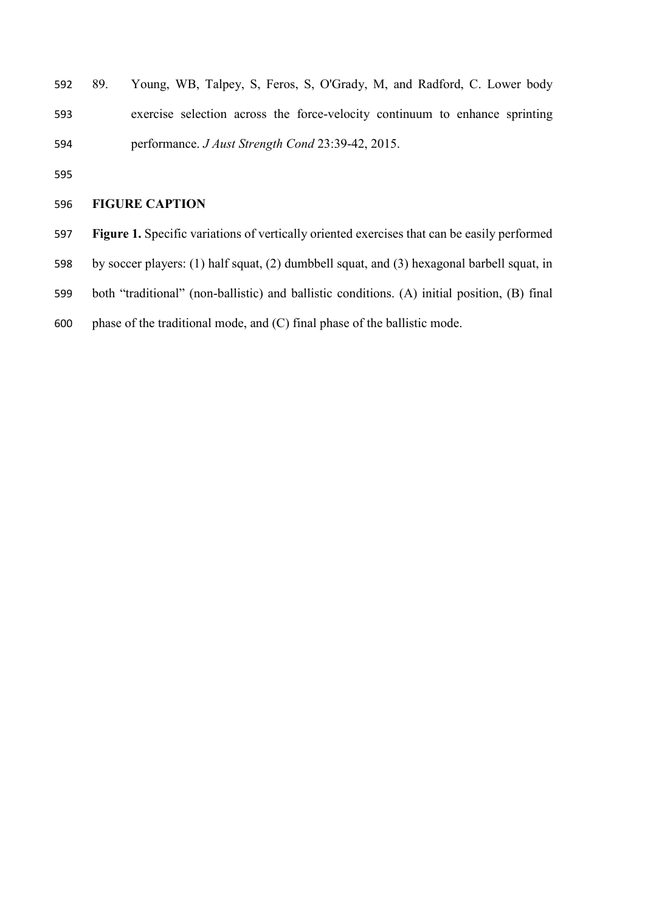89. Young, WB, Talpey, S, Feros, S, O'Grady, M, and Radford, C. Lower body exercise selection across the force-velocity continuum to enhance sprinting performance. *J Aust Strength Cond* 23:39-42, 2015.

## FIGURE CAPTION

**Figure 1.** Specific variations of vertically oriented exercises that can be easily performed by soccer players: (1) half squat, (2) dumbbell squat, and (3) hexagonal barbell squat, in both "traditional" (non-ballistic) and ballistic conditions. (A) initial position, (B) final phase of the traditional mode, and (C) final phase of the ballistic mode.